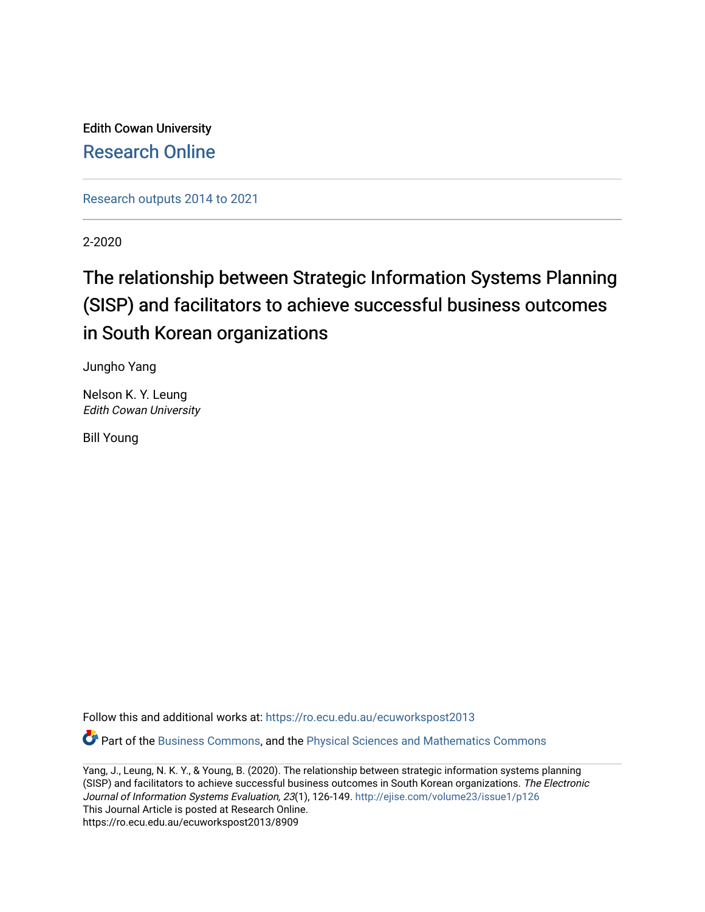Edith Cowan University

Research Online

Research outputs 2014 to 2021

2-2020

# The relationship between Strategic Information Systems Planning (SISP) and facilitators to achieve successful business outcomes in South Korean organizations

Jungho Yang

Nelson K. Y. Leung
*Edith Cowan University*

Bill Young

Follow this and additional works at: https://ro.ecu.edu.au/ecuworkspost2013

Part of the Business Commons, and the Physical Sciences and Mathematics Commons

Yang, J., Leung, N. K. Y., & Young, B. (2020). The relationship between strategic information systems planning (SISP) and facilitators to achieve successful business outcomes in South Korean organizations. *The Electronic Journal of Information Systems Evaluation, 23*(1), 126-149. http://ejise.com/volume23/issue1/p126
This Journal Article is posted at Research Online.
https://ro.ecu.edu.au/ecuworkspost2013/8909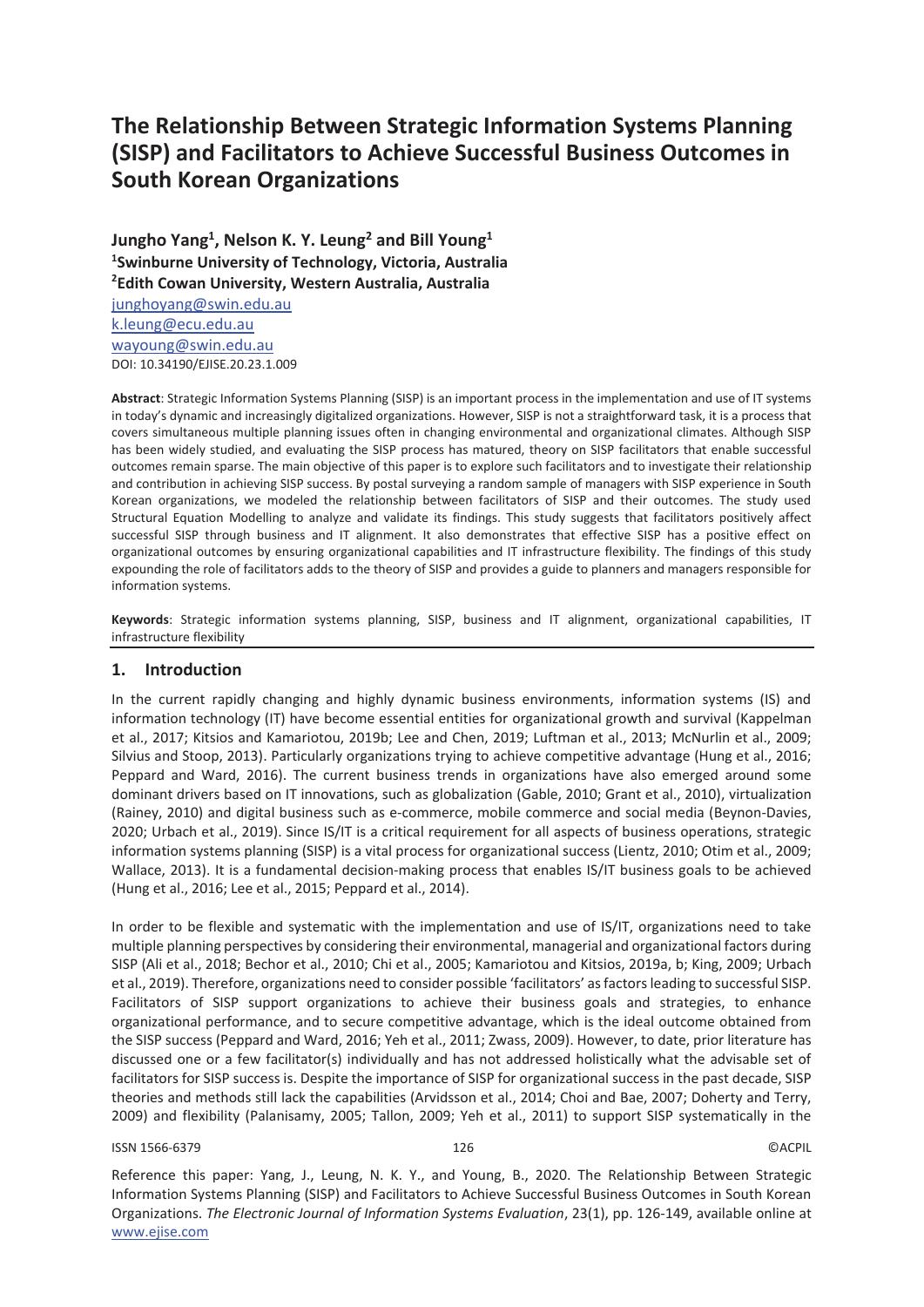# The Relationship Between Strategic Information Systems Planning (SISP) and Facilitators to Achieve Successful Business Outcomes in South Korean Organizations

**Jungho Yang[1], Nelson K. Y. Leung[2] and Bill Young[1]**
**[1]Swinburne University of Technology, Victoria, Australia**
**[2]Edith Cowan University, Western Australia, Australia**
junghoyang@swin.edu.au
k.leung@ecu.edu.au
wayoung@swin.edu.au
DOI: 10.34190/EJISE.20.23.1.009

**Abstract**: Strategic Information Systems Planning (SISP) is an important process in the implementation and use of IT systems in today's dynamic and increasingly digitalized organizations. However, SISP is not a straightforward task, it is a process that covers simultaneous multiple planning issues often in changing environmental and organizational climates. Although SISP has been widely studied, and evaluating the SISP process has matured, theory on SISP facilitators that enable successful outcomes remain sparse. The main objective of this paper is to explore such facilitators and to investigate their relationship and contribution in achieving SISP success. By postal surveying a random sample of managers with SISP experience in South Korean organizations, we modeled the relationship between facilitators of SISP and their outcomes. The study used Structural Equation Modelling to analyze and validate its findings. This study suggests that facilitators positively affect successful SISP through business and IT alignment. It also demonstrates that effective SISP has a positive effect on organizational outcomes by ensuring organizational capabilities and IT infrastructure flexibility. The findings of this study expounding the role of facilitators adds to the theory of SISP and provides a guide to planners and managers responsible for information systems.

**Keywords**: Strategic information systems planning, SISP, business and IT alignment, organizational capabilities, IT infrastructure flexibility

## 1. Introduction

In the current rapidly changing and highly dynamic business environments, information systems (IS) and information technology (IT) have become essential entities for organizational growth and survival (Kappelman et al., 2017; Kitsios and Kamariotou, 2019b; Lee and Chen, 2019; Luftman et al., 2013; McNurlin et al., 2009; Silvius and Stoop, 2013). Particularly organizations trying to achieve competitive advantage (Hung et al., 2016; Peppard and Ward, 2016). The current business trends in organizations have also emerged around some dominant drivers based on IT innovations, such as globalization (Gable, 2010; Grant et al., 2010), virtualization (Rainey, 2010) and digital business such as e-commerce, mobile commerce and social media (Beynon-Davies, 2020; Urbach et al., 2019). Since IS/IT is a critical requirement for all aspects of business operations, strategic information systems planning (SISP) is a vital process for organizational success (Lientz, 2010; Otim et al., 2009; Wallace, 2013). It is a fundamental decision-making process that enables IS/IT business goals to be achieved (Hung et al., 2016; Lee et al., 2015; Peppard et al., 2014).

In order to be flexible and systematic with the implementation and use of IS/IT, organizations need to take multiple planning perspectives by considering their environmental, managerial and organizational factors during SISP (Ali et al., 2018; Bechor et al., 2010; Chi et al., 2005; Kamariotou and Kitsios, 2019a, b; King, 2009; Urbach et al., 2019). Therefore, organizations need to consider possible 'facilitators' as factors leading to successful SISP. Facilitators of SISP support organizations to achieve their business goals and strategies, to enhance organizational performance, and to secure competitive advantage, which is the ideal outcome obtained from the SISP success (Peppard and Ward, 2016; Yeh et al., 2011; Zwass, 2009). However, to date, prior literature has discussed one or a few facilitator(s) individually and has not addressed holistically what the advisable set of facilitators for SISP success is. Despite the importance of SISP for organizational success in the past decade, SISP theories and methods still lack the capabilities (Arvidsson et al., 2014; Choi and Bae, 2007; Doherty and Terry, 2009) and flexibility (Palanisamy, 2005; Tallon, 2009; Yeh et al., 2011) to support SISP systematically in the

Reference this paper: Yang, J., Leung, N. K. Y., and Young, B., 2020. The Relationship Between Strategic Information Systems Planning (SISP) and Facilitators to Achieve Successful Business Outcomes in South Korean Organizations. *The Electronic Journal of Information Systems Evaluation*, 23(1), pp. 126-149, available online at www.ejise.com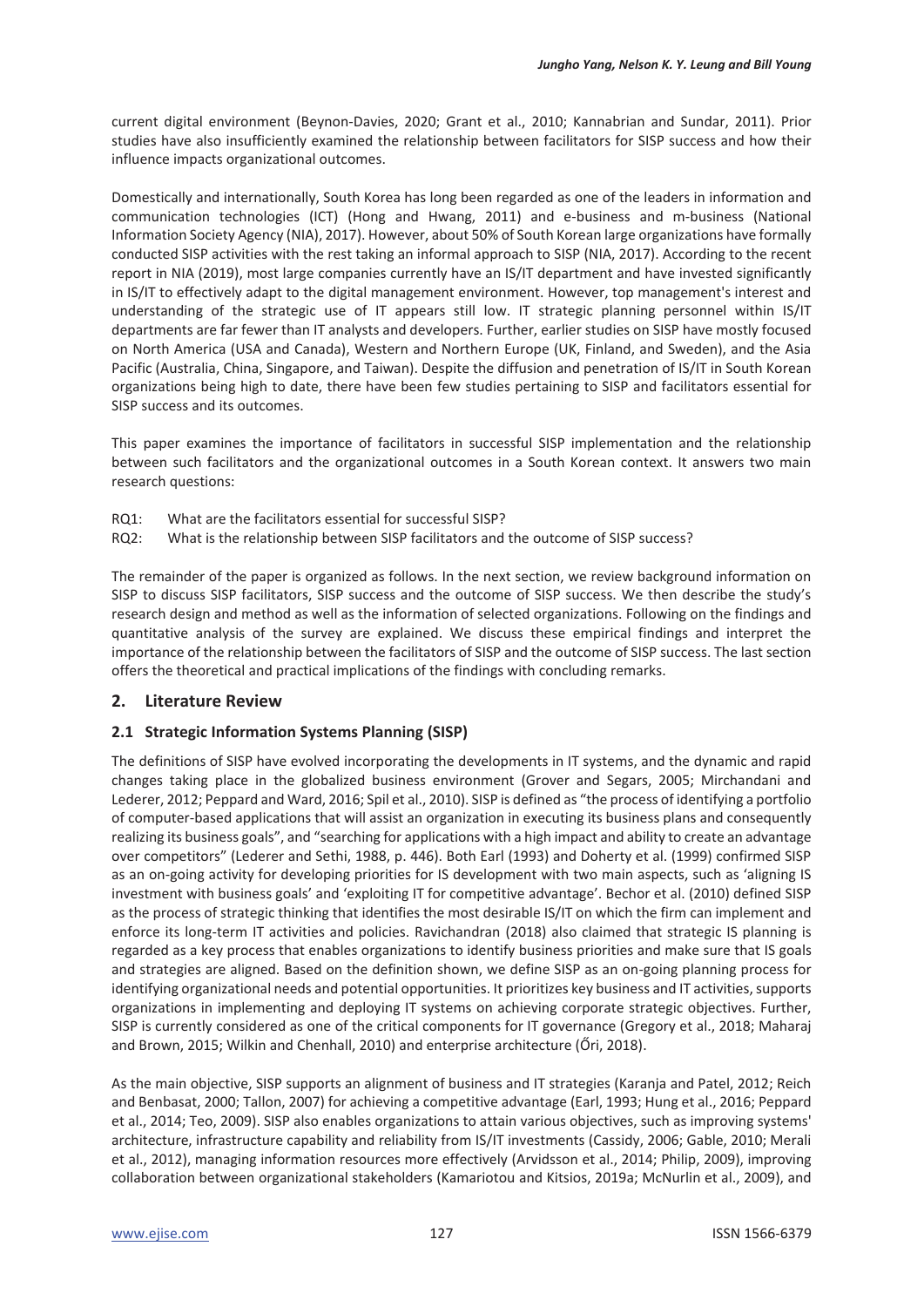current digital environment (Beynon-Davies, 2020; Grant et al., 2010; Kannabrian and Sundar, 2011). Prior studies have also insufficiently examined the relationship between facilitators for SISP success and how their influence impacts organizational outcomes.

Domestically and internationally, South Korea has long been regarded as one of the leaders in information and communication technologies (ICT) (Hong and Hwang, 2011) and e-business and m-business (National Information Society Agency (NIA), 2017). However, about 50% of South Korean large organizations have formally conducted SISP activities with the rest taking an informal approach to SISP (NIA, 2017). According to the recent report in NIA (2019), most large companies currently have an IS/IT department and have invested significantly in IS/IT to effectively adapt to the digital management environment. However, top management's interest and understanding of the strategic use of IT appears still low. IT strategic planning personnel within IS/IT departments are far fewer than IT analysts and developers. Further, earlier studies on SISP have mostly focused on North America (USA and Canada), Western and Northern Europe (UK, Finland, and Sweden), and the Asia Pacific (Australia, China, Singapore, and Taiwan). Despite the diffusion and penetration of IS/IT in South Korean organizations being high to date, there have been few studies pertaining to SISP and facilitators essential for SISP success and its outcomes.

This paper examines the importance of facilitators in successful SISP implementation and the relationship between such facilitators and the organizational outcomes in a South Korean context. It answers two main research questions:

- RQ1: What are the facilitators essential for successful SISP?
- RQ2: What is the relationship between SISP facilitators and the outcome of SISP success?

The remainder of the paper is organized as follows. In the next section, we review background information on SISP to discuss SISP facilitators, SISP success and the outcome of SISP success. We then describe the study's research design and method as well as the information of selected organizations. Following on the findings and quantitative analysis of the survey are explained. We discuss these empirical findings and interpret the importance of the relationship between the facilitators of SISP and the outcome of SISP success. The last section offers the theoretical and practical implications of the findings with concluding remarks.

## 2. Literature Review

### 2.1 Strategic Information Systems Planning (SISP)

The definitions of SISP have evolved incorporating the developments in IT systems, and the dynamic and rapid changes taking place in the globalized business environment (Grover and Segars, 2005; Mirchandani and Lederer, 2012; Peppard and Ward, 2016; Spil et al., 2010). SISP is defined as "the process of identifying a portfolio of computer-based applications that will assist an organization in executing its business plans and consequently realizing its business goals", and "searching for applications with a high impact and ability to create an advantage over competitors" (Lederer and Sethi, 1988, p. 446). Both Earl (1993) and Doherty et al. (1999) confirmed SISP as an on-going activity for developing priorities for IS development with two main aspects, such as 'aligning IS investment with business goals' and 'exploiting IT for competitive advantage'. Bechor et al. (2010) defined SISP as the process of strategic thinking that identifies the most desirable IS/IT on which the firm can implement and enforce its long-term IT activities and policies. Ravichandran (2018) also claimed that strategic IS planning is regarded as a key process that enables organizations to identify business priorities and make sure that IS goals and strategies are aligned. Based on the definition shown, we define SISP as an on-going planning process for identifying organizational needs and potential opportunities. It prioritizes key business and IT activities, supports organizations in implementing and deploying IT systems on achieving corporate strategic objectives. Further, SISP is currently considered as one of the critical components for IT governance (Gregory et al., 2018; Maharaj and Brown, 2015; Wilkin and Chenhall, 2010) and enterprise architecture (Őri, 2018).

As the main objective, SISP supports an alignment of business and IT strategies (Karanja and Patel, 2012; Reich and Benbasat, 2000; Tallon, 2007) for achieving a competitive advantage (Earl, 1993; Hung et al., 2016; Peppard et al., 2014; Teo, 2009). SISP also enables organizations to attain various objectives, such as improving systems' architecture, infrastructure capability and reliability from IS/IT investments (Cassidy, 2006; Gable, 2010; Merali et al., 2012), managing information resources more effectively (Arvidsson et al., 2014; Philip, 2009), improving collaboration between organizational stakeholders (Kamariotou and Kitsios, 2019a; McNurlin et al., 2009), and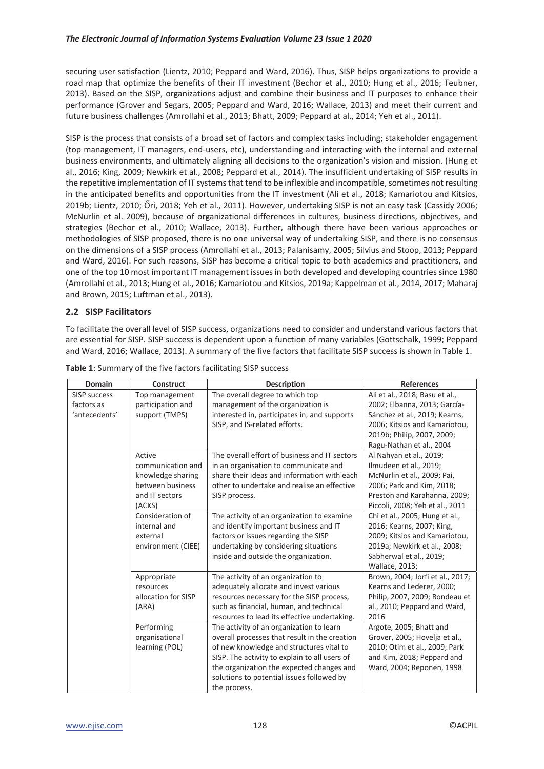securing user satisfaction (Lientz, 2010; Peppard and Ward, 2016). Thus, SISP helps organizations to provide a road map that optimize the benefits of their IT investment (Bechor et al., 2010; Hung et al., 2016; Teubner, 2013). Based on the SISP, organizations adjust and combine their business and IT purposes to enhance their performance (Grover and Segars, 2005; Peppard and Ward, 2016; Wallace, 2013) and meet their current and future business challenges (Amrollahi et al., 2013; Bhatt, 2009; Peppard at al., 2014; Yeh et al., 2011).

SISP is the process that consists of a broad set of factors and complex tasks including; stakeholder engagement (top management, IT managers, end-users, etc), understanding and interacting with the internal and external business environments, and ultimately aligning all decisions to the organization's vision and mission. (Hung et al., 2016; King, 2009; Newkirk et al., 2008; Peppard et al., 2014). The insufficient undertaking of SISP results in the repetitive implementation of IT systems that tend to be inflexible and incompatible, sometimes not resulting in the anticipated benefits and opportunities from the IT investment (Ali et al., 2018; Kamariotou and Kitsios, 2019b; Lientz, 2010; Őri, 2018; Yeh et al., 2011). However, undertaking SISP is not an easy task (Cassidy 2006; McNurlin et al. 2009), because of organizational differences in cultures, business directions, objectives, and strategies (Bechor et al., 2010; Wallace, 2013). Further, although there have been various approaches or methodologies of SISP proposed, there is no one universal way of undertaking SISP, and there is no consensus on the dimensions of a SISP process (Amrollahi et al., 2013; Palanisamy, 2005; Silvius and Stoop, 2013; Peppard and Ward, 2016). For such reasons, SISP has become a critical topic to both academics and practitioners, and one of the top 10 most important IT management issues in both developed and developing countries since 1980 (Amrollahi et al., 2013; Hung et al., 2016; Kamariotou and Kitsios, 2019a; Kappelman et al., 2014, 2017; Maharaj and Brown, 2015; Luftman et al., 2013).

## 2.2 SISP Facilitators

To facilitate the overall level of SISP success, organizations need to consider and understand various factors that are essential for SISP. SISP success is dependent upon a function of many variables (Gottschalk, 1999; Peppard and Ward, 2016; Wallace, 2013). A summary of the five factors that facilitate SISP success is shown in Table 1.

**Table 1**: Summary of the five factors facilitating SISP success

| Domain | Construct | Description | References |
|---|---|---|---|
| SISP success factors as 'antecedents' | Top management participation and support (TMPS) | The overall degree to which top management of the organization is interested in, participates in, and supports SISP, and IS-related efforts. | Ali et al., 2018; Basu et al., 2002; Elbanna, 2013; García-Sánchez et al., 2019; Kearns, 2006; Kitsios and Kamariotou, 2019b; Philip, 2007, 2009; Ragu-Nathan et al., 2004 |
| | Active communication and knowledge sharing between business and IT sectors (ACKS) | The overall effort of business and IT sectors in an organisation to communicate and share their ideas and information with each other to undertake and realise an effective SISP process. | Al Nahyan et al., 2019; Ilmudeen et al., 2019; McNurlin et al., 2009; Pai, 2006; Park and Kim, 2018; Preston and Karahanna, 2009; Piccoli, 2008; Yeh et al., 2011 |
| | Consideration of internal and external environment (CIEE) | The activity of an organization to examine and identify important business and IT factors or issues regarding the SISP undertaking by considering situations inside and outside the organization. | Chi et al., 2005; Hung et al., 2016; Kearns, 2007; King, 2009; Kitsios and Kamariotou, 2019a; Newkirk et al., 2008; Sabherwal et al., 2019; Wallace, 2013; |
| | Appropriate resources allocation for SISP (ARA) | The activity of an organization to adequately allocate and invest various resources necessary for the SISP process, such as financial, human, and technical resources to lead its effective undertaking. | Brown, 2004; Jorfi et al., 2017; Kearns and Lederer, 2000; Philip, 2007, 2009; Rondeau et al., 2010; Peppard and Ward, 2016 |
| | Performing organisational learning (POL) | The activity of an organization to learn overall processes that result in the creation of new knowledge and structures vital to SISP. The activity to explain to all users of the organization the expected changes and solutions to potential issues followed by the process. | Argote, 2005; Bhatt and Grover, 2005; Hovelja et al., 2010; Otim et al., 2009; Park and Kim, 2018; Peppard and Ward, 2004; Reponen, 1998 |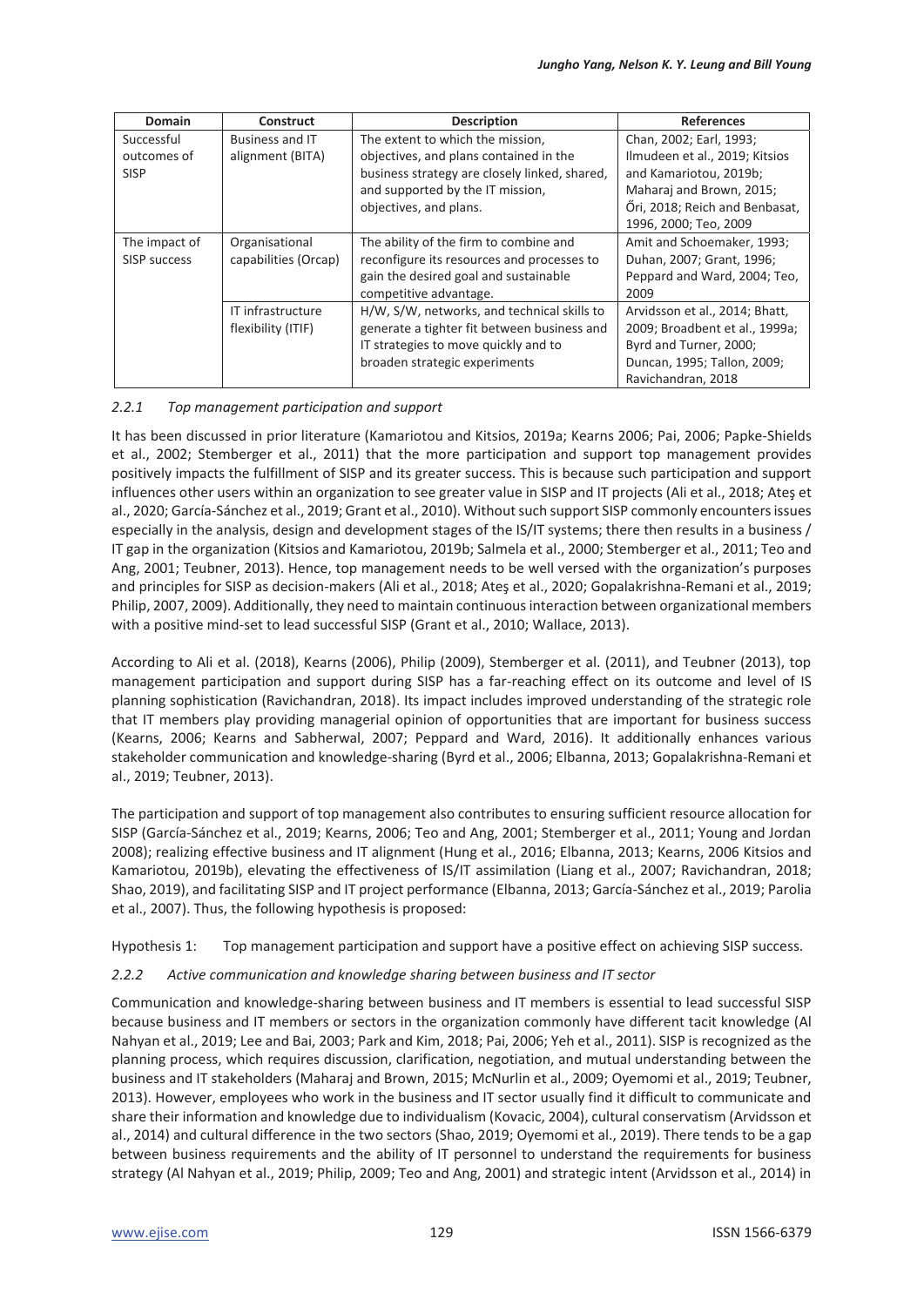| Domain | Construct | Description | References |
|---|---|---|---|
| Successful outcomes of SISP | Business and IT alignment (BITA) | The extent to which the mission, objectives, and plans contained in the business strategy are closely linked, shared, and supported by the IT mission, objectives, and plans. | Chan, 2002; Earl, 1993; Ilmudeen et al., 2019; Kitsios and Kamariotou, 2019b; Maharaj and Brown, 2015; Őri, 2018; Reich and Benbasat, 1996, 2000; Teo, 2009 |
| The impact of SISP success | Organisational capabilities (Orcap) | The ability of the firm to combine and reconfigure its resources and processes to gain the desired goal and sustainable competitive advantage. | Amit and Schoemaker, 1993; Duhan, 2007; Grant, 1996; Peppard and Ward, 2004; Teo, 2009 |
| | IT infrastructure flexibility (ITIF) | H/W, S/W, networks, and technical skills to generate a tighter fit between business and IT strategies to move quickly and to broaden strategic experiments | Arvidsson et al., 2014; Bhatt, 2009; Broadbent et al., 1999a; Byrd and Turner, 2000; Duncan, 1995; Tallon, 2009; Ravichandran, 2018 |

#### *2.2.1 Top management participation and support*

It has been discussed in prior literature (Kamariotou and Kitsios, 2019a; Kearns 2006; Pai, 2006; Papke-Shields et al., 2002; Stemberger et al., 2011) that the more participation and support top management provides positively impacts the fulfillment of SISP and its greater success. This is because such participation and support influences other users within an organization to see greater value in SISP and IT projects (Ali et al., 2018; Ateş et al., 2020; García-Sánchez et al., 2019; Grant et al., 2010). Without such support SISP commonly encounters issues especially in the analysis, design and development stages of the IS/IT systems; there then results in a business / IT gap in the organization (Kitsios and Kamariotou, 2019b; Salmela et al., 2000; Stemberger et al., 2011; Teo and Ang, 2001; Teubner, 2013). Hence, top management needs to be well versed with the organization's purposes and principles for SISP as decision-makers (Ali et al., 2018; Ateş et al., 2020; Gopalakrishna-Remani et al., 2019; Philip, 2007, 2009). Additionally, they need to maintain continuous interaction between organizational members with a positive mind-set to lead successful SISP (Grant et al., 2010; Wallace, 2013).

According to Ali et al. (2018), Kearns (2006), Philip (2009), Stemberger et al. (2011), and Teubner (2013), top management participation and support during SISP has a far-reaching effect on its outcome and level of IS planning sophistication (Ravichandran, 2018). Its impact includes improved understanding of the strategic role that IT members play providing managerial opinion of opportunities that are important for business success (Kearns, 2006; Kearns and Sabherwal, 2007; Peppard and Ward, 2016). It additionally enhances various stakeholder communication and knowledge-sharing (Byrd et al., 2006; Elbanna, 2013; Gopalakrishna-Remani et al., 2019; Teubner, 2013).

The participation and support of top management also contributes to ensuring sufficient resource allocation for SISP (García-Sánchez et al., 2019; Kearns, 2006; Teo and Ang, 2001; Stemberger et al., 2011; Young and Jordan 2008); realizing effective business and IT alignment (Hung et al., 2016; Elbanna, 2013; Kearns, 2006 Kitsios and Kamariotou, 2019b), elevating the effectiveness of IS/IT assimilation (Liang et al., 2007; Ravichandran, 2018; Shao, 2019), and facilitating SISP and IT project performance (Elbanna, 2013; García-Sánchez et al., 2019; Parolia et al., 2007). Thus, the following hypothesis is proposed:

Hypothesis 1: Top management participation and support have a positive effect on achieving SISP success.

#### *2.2.2 Active communication and knowledge sharing between business and IT sector*

Communication and knowledge-sharing between business and IT members is essential to lead successful SISP because business and IT members or sectors in the organization commonly have different tacit knowledge (Al Nahyan et al., 2019; Lee and Bai, 2003; Park and Kim, 2018; Pai, 2006; Yeh et al., 2011). SISP is recognized as the planning process, which requires discussion, clarification, negotiation, and mutual understanding between the business and IT stakeholders (Maharaj and Brown, 2015; McNurlin et al., 2009; Oyemomi et al., 2019; Teubner, 2013). However, employees who work in the business and IT sector usually find it difficult to communicate and share their information and knowledge due to individualism (Kovacic, 2004), cultural conservatism (Arvidsson et al., 2014) and cultural difference in the two sectors (Shao, 2019; Oyemomi et al., 2019). There tends to be a gap between business requirements and the ability of IT personnel to understand the requirements for business strategy (Al Nahyan et al., 2019; Philip, 2009; Teo and Ang, 2001) and strategic intent (Arvidsson et al., 2014) in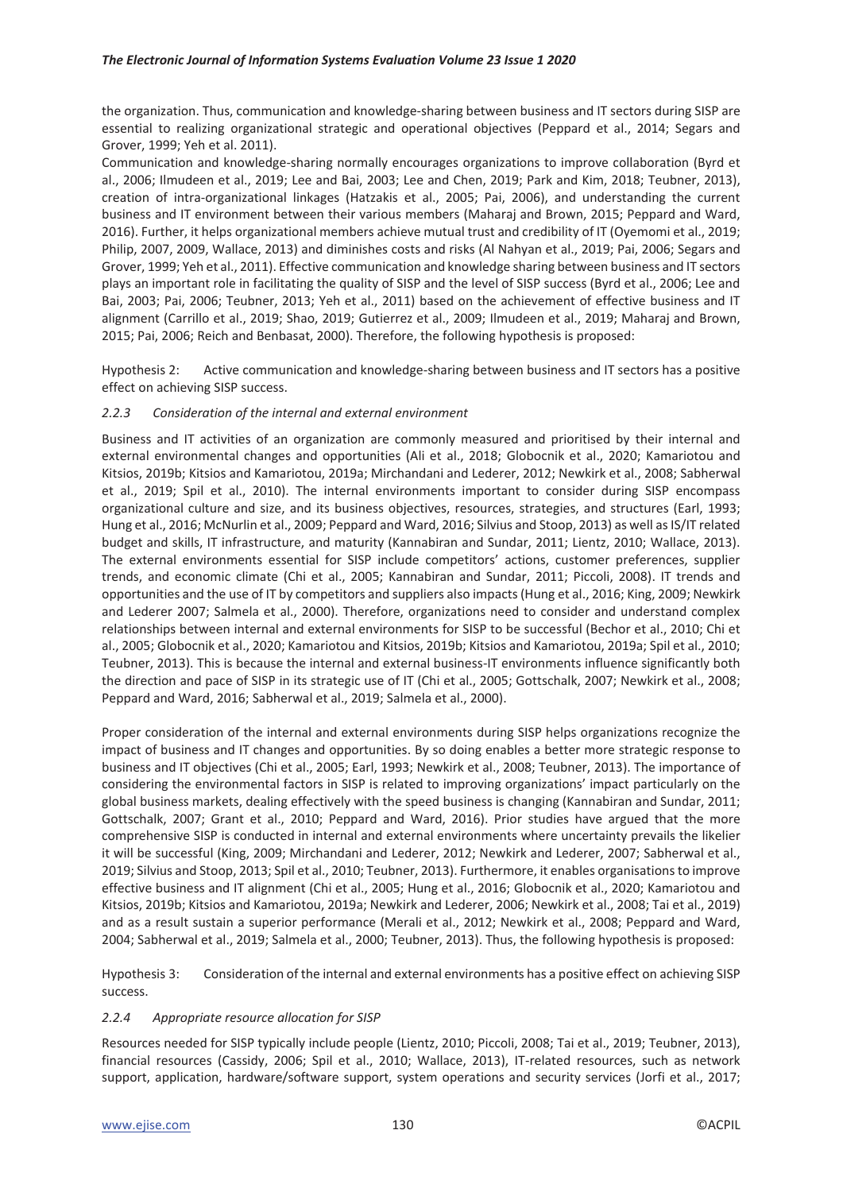the organization. Thus, communication and knowledge-sharing between business and IT sectors during SISP are essential to realizing organizational strategic and operational objectives (Peppard et al., 2014; Segars and Grover, 1999; Yeh et al. 2011).

Communication and knowledge-sharing normally encourages organizations to improve collaboration (Byrd et al., 2006; Ilmudeen et al., 2019; Lee and Bai, 2003; Lee and Chen, 2019; Park and Kim, 2018; Teubner, 2013), creation of intra-organizational linkages (Hatzakis et al., 2005; Pai, 2006), and understanding the current business and IT environment between their various members (Maharaj and Brown, 2015; Peppard and Ward, 2016). Further, it helps organizational members achieve mutual trust and credibility of IT (Oyemomi et al., 2019; Philip, 2007, 2009, Wallace, 2013) and diminishes costs and risks (Al Nahyan et al., 2019; Pai, 2006; Segars and Grover, 1999; Yeh et al., 2011). Effective communication and knowledge sharing between business and IT sectors plays an important role in facilitating the quality of SISP and the level of SISP success (Byrd et al., 2006; Lee and Bai, 2003; Pai, 2006; Teubner, 2013; Yeh et al., 2011) based on the achievement of effective business and IT alignment (Carrillo et al., 2019; Shao, 2019; Gutierrez et al., 2009; Ilmudeen et al., 2019; Maharaj and Brown, 2015; Pai, 2006; Reich and Benbasat, 2000). Therefore, the following hypothesis is proposed:

Hypothesis 2: Active communication and knowledge-sharing between business and IT sectors has a positive effect on achieving SISP success.

### *2.2.3 Consideration of the internal and external environment*

Business and IT activities of an organization are commonly measured and prioritised by their internal and external environmental changes and opportunities (Ali et al., 2018; Globocnik et al., 2020; Kamariotou and Kitsios, 2019b; Kitsios and Kamariotou, 2019a; Mirchandani and Lederer, 2012; Newkirk et al., 2008; Sabherwal et al., 2019; Spil et al., 2010). The internal environments important to consider during SISP encompass organizational culture and size, and its business objectives, resources, strategies, and structures (Earl, 1993; Hung et al., 2016; McNurlin et al., 2009; Peppard and Ward, 2016; Silvius and Stoop, 2013) as well as IS/IT related budget and skills, IT infrastructure, and maturity (Kannabiran and Sundar, 2011; Lientz, 2010; Wallace, 2013). The external environments essential for SISP include competitors' actions, customer preferences, supplier trends, and economic climate (Chi et al., 2005; Kannabiran and Sundar, 2011; Piccoli, 2008). IT trends and opportunities and the use of IT by competitors and suppliers also impacts (Hung et al., 2016; King, 2009; Newkirk and Lederer 2007; Salmela et al., 2000). Therefore, organizations need to consider and understand complex relationships between internal and external environments for SISP to be successful (Bechor et al., 2010; Chi et al., 2005; Globocnik et al., 2020; Kamariotou and Kitsios, 2019b; Kitsios and Kamariotou, 2019a; Spil et al., 2010; Teubner, 2013). This is because the internal and external business-IT environments influence significantly both the direction and pace of SISP in its strategic use of IT (Chi et al., 2005; Gottschalk, 2007; Newkirk et al., 2008; Peppard and Ward, 2016; Sabherwal et al., 2019; Salmela et al., 2000).

Proper consideration of the internal and external environments during SISP helps organizations recognize the impact of business and IT changes and opportunities. By so doing enables a better more strategic response to business and IT objectives (Chi et al., 2005; Earl, 1993; Newkirk et al., 2008; Teubner, 2013). The importance of considering the environmental factors in SISP is related to improving organizations' impact particularly on the global business markets, dealing effectively with the speed business is changing (Kannabiran and Sundar, 2011; Gottschalk, 2007; Grant et al., 2010; Peppard and Ward, 2016). Prior studies have argued that the more comprehensive SISP is conducted in internal and external environments where uncertainty prevails the likelier it will be successful (King, 2009; Mirchandani and Lederer, 2012; Newkirk and Lederer, 2007; Sabherwal et al., 2019; Silvius and Stoop, 2013; Spil et al., 2010; Teubner, 2013). Furthermore, it enables organisations to improve effective business and IT alignment (Chi et al., 2005; Hung et al., 2016; Globocnik et al., 2020; Kamariotou and Kitsios, 2019b; Kitsios and Kamariotou, 2019a; Newkirk and Lederer, 2006; Newkirk et al., 2008; Tai et al., 2019) and as a result sustain a superior performance (Merali et al., 2012; Newkirk et al., 2008; Peppard and Ward, 2004; Sabherwal et al., 2019; Salmela et al., 2000; Teubner, 2013). Thus, the following hypothesis is proposed:

Hypothesis 3: Consideration of the internal and external environments has a positive effect on achieving SISP success.

### *2.2.4 Appropriate resource allocation for SISP*

Resources needed for SISP typically include people (Lientz, 2010; Piccoli, 2008; Tai et al., 2019; Teubner, 2013), financial resources (Cassidy, 2006; Spil et al., 2010; Wallace, 2013), IT-related resources, such as network support, application, hardware/software support, system operations and security services (Jorfi et al., 2017;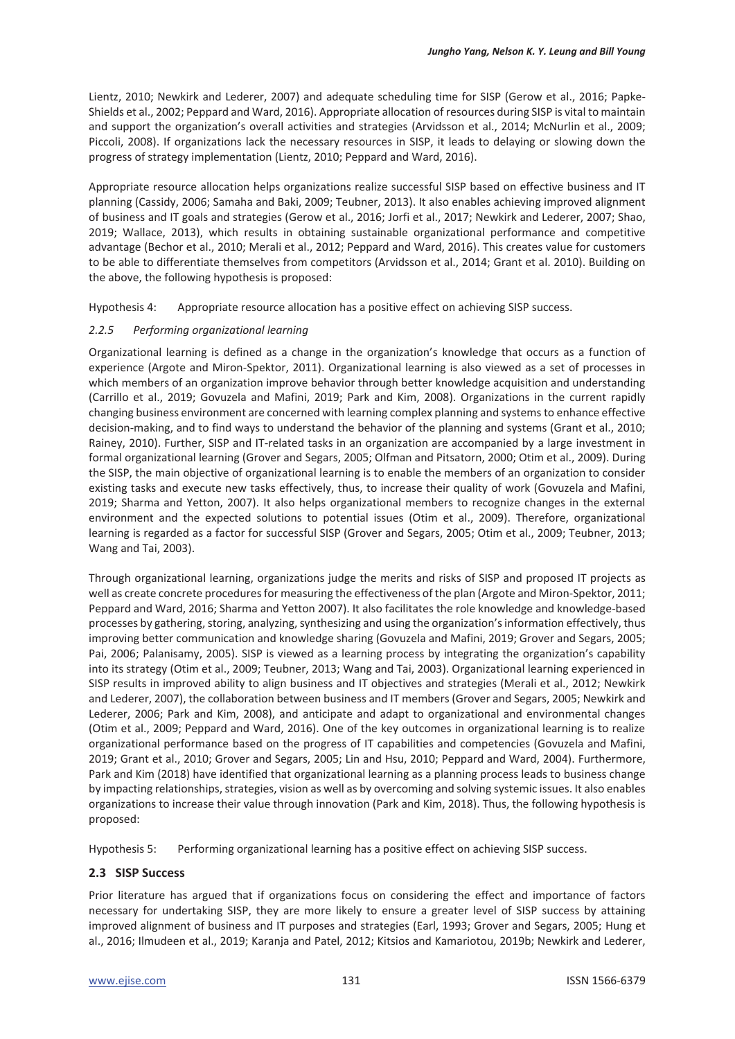Lientz, 2010; Newkirk and Lederer, 2007) and adequate scheduling time for SISP (Gerow et al., 2016; Papke-Shields et al., 2002; Peppard and Ward, 2016). Appropriate allocation of resources during SISP is vital to maintain and support the organization's overall activities and strategies (Arvidsson et al., 2014; McNurlin et al., 2009; Piccoli, 2008). If organizations lack the necessary resources in SISP, it leads to delaying or slowing down the progress of strategy implementation (Lientz, 2010; Peppard and Ward, 2016).

Appropriate resource allocation helps organizations realize successful SISP based on effective business and IT planning (Cassidy, 2006; Samaha and Baki, 2009; Teubner, 2013). It also enables achieving improved alignment of business and IT goals and strategies (Gerow et al., 2016; Jorfi et al., 2017; Newkirk and Lederer, 2007; Shao, 2019; Wallace, 2013), which results in obtaining sustainable organizational performance and competitive advantage (Bechor et al., 2010; Merali et al., 2012; Peppard and Ward, 2016). This creates value for customers to be able to differentiate themselves from competitors (Arvidsson et al., 2014; Grant et al. 2010). Building on the above, the following hypothesis is proposed:

Hypothesis 4: Appropriate resource allocation has a positive effect on achieving SISP success.

### *2.2.5 Performing organizational learning*

Organizational learning is defined as a change in the organization's knowledge that occurs as a function of experience (Argote and Miron-Spektor, 2011). Organizational learning is also viewed as a set of processes in which members of an organization improve behavior through better knowledge acquisition and understanding (Carrillo et al., 2019; Govuzela and Mafini, 2019; Park and Kim, 2008). Organizations in the current rapidly changing business environment are concerned with learning complex planning and systems to enhance effective decision-making, and to find ways to understand the behavior of the planning and systems (Grant et al., 2010; Rainey, 2010). Further, SISP and IT-related tasks in an organization are accompanied by a large investment in formal organizational learning (Grover and Segars, 2005; Olfman and Pitsatorn, 2000; Otim et al., 2009). During the SISP, the main objective of organizational learning is to enable the members of an organization to consider existing tasks and execute new tasks effectively, thus, to increase their quality of work (Govuzela and Mafini, 2019; Sharma and Yetton, 2007). It also helps organizational members to recognize changes in the external environment and the expected solutions to potential issues (Otim et al., 2009). Therefore, organizational learning is regarded as a factor for successful SISP (Grover and Segars, 2005; Otim et al., 2009; Teubner, 2013; Wang and Tai, 2003).

Through organizational learning, organizations judge the merits and risks of SISP and proposed IT projects as well as create concrete procedures for measuring the effectiveness of the plan (Argote and Miron-Spektor, 2011; Peppard and Ward, 2016; Sharma and Yetton 2007). It also facilitates the role knowledge and knowledge-based processes by gathering, storing, analyzing, synthesizing and using the organization's information effectively, thus improving better communication and knowledge sharing (Govuzela and Mafini, 2019; Grover and Segars, 2005; Pai, 2006; Palanisamy, 2005). SISP is viewed as a learning process by integrating the organization's capability into its strategy (Otim et al., 2009; Teubner, 2013; Wang and Tai, 2003). Organizational learning experienced in SISP results in improved ability to align business and IT objectives and strategies (Merali et al., 2012; Newkirk and Lederer, 2007), the collaboration between business and IT members (Grover and Segars, 2005; Newkirk and Lederer, 2006; Park and Kim, 2008), and anticipate and adapt to organizational and environmental changes (Otim et al., 2009; Peppard and Ward, 2016). One of the key outcomes in organizational learning is to realize organizational performance based on the progress of IT capabilities and competencies (Govuzela and Mafini, 2019; Grant et al., 2010; Grover and Segars, 2005; Lin and Hsu, 2010; Peppard and Ward, 2004). Furthermore, Park and Kim (2018) have identified that organizational learning as a planning process leads to business change by impacting relationships, strategies, vision as well as by overcoming and solving systemic issues. It also enables organizations to increase their value through innovation (Park and Kim, 2018). Thus, the following hypothesis is proposed:

Hypothesis 5: Performing organizational learning has a positive effect on achieving SISP success.

## 2.3 SISP Success

Prior literature has argued that if organizations focus on considering the effect and importance of factors necessary for undertaking SISP, they are more likely to ensure a greater level of SISP success by attaining improved alignment of business and IT purposes and strategies (Earl, 1993; Grover and Segars, 2005; Hung et al., 2016; Ilmudeen et al., 2019; Karanja and Patel, 2012; Kitsios and Kamariotou, 2019b; Newkirk and Lederer,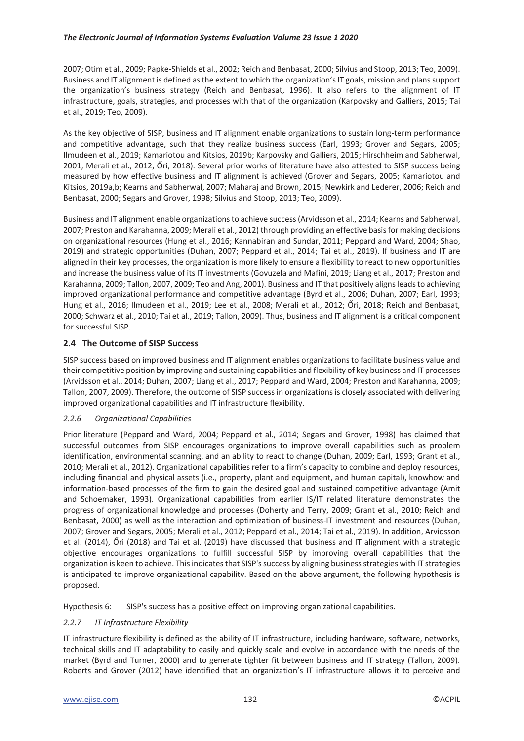2007; Otim et al., 2009; Papke-Shields et al., 2002; Reich and Benbasat, 2000; Silvius and Stoop, 2013; Teo, 2009). Business and IT alignment is defined as the extent to which the organization's IT goals, mission and plans support the organization's business strategy (Reich and Benbasat, 1996). It also refers to the alignment of IT infrastructure, goals, strategies, and processes with that of the organization (Karpovsky and Galliers, 2015; Tai et al., 2019; Teo, 2009).

As the key objective of SISP, business and IT alignment enable organizations to sustain long-term performance and competitive advantage, such that they realize business success (Earl, 1993; Grover and Segars, 2005; Ilmudeen et al., 2019; Kamariotou and Kitsios, 2019b; Karpovsky and Galliers, 2015; Hirschheim and Sabherwal, 2001; Merali et al., 2012; Őri, 2018). Several prior works of literature have also attested to SISP success being measured by how effective business and IT alignment is achieved (Grover and Segars, 2005; Kamariotou and Kitsios, 2019a,b; Kearns and Sabherwal, 2007; Maharaj and Brown, 2015; Newkirk and Lederer, 2006; Reich and Benbasat, 2000; Segars and Grover, 1998; Silvius and Stoop, 2013; Teo, 2009).

Business and IT alignment enable organizations to achieve success (Arvidsson et al., 2014; Kearns and Sabherwal, 2007; Preston and Karahanna, 2009; Merali et al., 2012) through providing an effective basis for making decisions on organizational resources (Hung et al., 2016; Kannabiran and Sundar, 2011; Peppard and Ward, 2004; Shao, 2019) and strategic opportunities (Duhan, 2007; Peppard et al., 2014; Tai et al., 2019). If business and IT are aligned in their key processes, the organization is more likely to ensure a flexibility to react to new opportunities and increase the business value of its IT investments (Govuzela and Mafini, 2019; Liang et al., 2017; Preston and Karahanna, 2009; Tallon, 2007, 2009; Teo and Ang, 2001). Business and IT that positively aligns leads to achieving improved organizational performance and competitive advantage (Byrd et al., 2006; Duhan, 2007; Earl, 1993; Hung et al., 2016; Ilmudeen et al., 2019; Lee et al., 2008; Merali et al., 2012; Őri, 2018; Reich and Benbasat, 2000; Schwarz et al., 2010; Tai et al., 2019; Tallon, 2009). Thus, business and IT alignment is a critical component for successful SISP.

## 2.4 The Outcome of SISP Success

SISP success based on improved business and IT alignment enables organizations to facilitate business value and their competitive position by improving and sustaining capabilities and flexibility of key business and IT processes (Arvidsson et al., 2014; Duhan, 2007; Liang et al., 2017; Peppard and Ward, 2004; Preston and Karahanna, 2009; Tallon, 2007, 2009). Therefore, the outcome of SISP success in organizations is closely associated with delivering improved organizational capabilities and IT infrastructure flexibility.

### *2.2.6 Organizational Capabilities*

Prior literature (Peppard and Ward, 2004; Peppard et al., 2014; Segars and Grover, 1998) has claimed that successful outcomes from SISP encourages organizations to improve overall capabilities such as problem identification, environmental scanning, and an ability to react to change (Duhan, 2009; Earl, 1993; Grant et al., 2010; Merali et al., 2012). Organizational capabilities refer to a firm's capacity to combine and deploy resources, including financial and physical assets (i.e., property, plant and equipment, and human capital), knowhow and information-based processes of the firm to gain the desired goal and sustained competitive advantage (Amit and Schoemaker, 1993). Organizational capabilities from earlier IS/IT related literature demonstrates the progress of organizational knowledge and processes (Doherty and Terry, 2009; Grant et al., 2010; Reich and Benbasat, 2000) as well as the interaction and optimization of business-IT investment and resources (Duhan, 2007; Grover and Segars, 2005; Merali et al., 2012; Peppard et al., 2014; Tai et al., 2019). In addition, Arvidsson et al. (2014), Őri (2018) and Tai et al. (2019) have discussed that business and IT alignment with a strategic objective encourages organizations to fulfill successful SISP by improving overall capabilities that the organization is keen to achieve. This indicates that SISP's success by aligning business strategies with IT strategies is anticipated to improve organizational capability. Based on the above argument, the following hypothesis is proposed.

Hypothesis 6: SISP's success has a positive effect on improving organizational capabilities.

### *2.2.7 IT Infrastructure Flexibility*

IT infrastructure flexibility is defined as the ability of IT infrastructure, including hardware, software, networks, technical skills and IT adaptability to easily and quickly scale and evolve in accordance with the needs of the market (Byrd and Turner, 2000) and to generate tighter fit between business and IT strategy (Tallon, 2009). Roberts and Grover (2012) have identified that an organization's IT infrastructure allows it to perceive and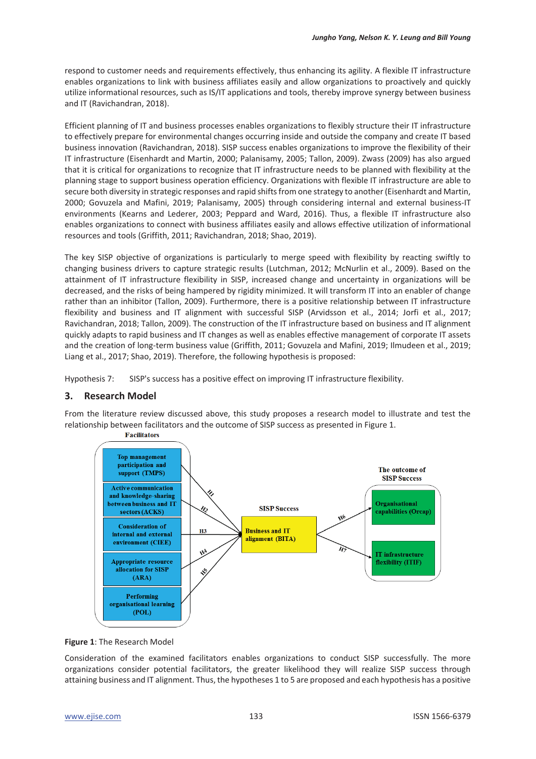respond to customer needs and requirements effectively, thus enhancing its agility. A flexible IT infrastructure enables organizations to link with business affiliates easily and allow organizations to proactively and quickly utilize informational resources, such as IS/IT applications and tools, thereby improve synergy between business and IT (Ravichandran, 2018).

Efficient planning of IT and business processes enables organizations to flexibly structure their IT infrastructure to effectively prepare for environmental changes occurring inside and outside the company and create IT based business innovation (Ravichandran, 2018). SISP success enables organizations to improve the flexibility of their IT infrastructure (Eisenhardt and Martin, 2000; Palanisamy, 2005; Tallon, 2009). Zwass (2009) has also argued that it is critical for organizations to recognize that IT infrastructure needs to be planned with flexibility at the planning stage to support business operation efficiency. Organizations with flexible IT infrastructure are able to secure both diversity in strategic responses and rapid shifts from one strategy to another (Eisenhardt and Martin, 2000; Govuzela and Mafini, 2019; Palanisamy, 2005) through considering internal and external business-IT environments (Kearns and Lederer, 2003; Peppard and Ward, 2016). Thus, a flexible IT infrastructure also enables organizations to connect with business affiliates easily and allows effective utilization of informational resources and tools (Griffith, 2011; Ravichandran, 2018; Shao, 2019).

The key SISP objective of organizations is particularly to merge speed with flexibility by reacting swiftly to changing business drivers to capture strategic results (Lutchman, 2012; McNurlin et al., 2009). Based on the attainment of IT infrastructure flexibility in SISP, increased change and uncertainty in organizations will be decreased, and the risks of being hampered by rigidity minimized. It will transform IT into an enabler of change rather than an inhibitor (Tallon, 2009). Furthermore, there is a positive relationship between IT infrastructure flexibility and business and IT alignment with successful SISP (Arvidsson et al., 2014; Jorfi et al., 2017; Ravichandran, 2018; Tallon, 2009). The construction of the IT infrastructure based on business and IT alignment quickly adapts to rapid business and IT changes as well as enables effective management of corporate IT assets and the creation of long-term business value (Griffith, 2011; Govuzela and Mafini, 2019; Ilmudeen et al., 2019; Liang et al., 2017; Shao, 2019). Therefore, the following hypothesis is proposed:

Hypothesis 7: SISP's success has a positive effect on improving IT infrastructure flexibility.

## 3. Research Model

From the literature review discussed above, this study proposes a research model to illustrate and test the relationship between facilitators and the outcome of SISP success as presented in Figure 1.

Facilitators: Top management participation and support (TMPS); Active communication and knowledge-sharing between business and IT sectors (ACKS); Consideration of internal and external environment (CIEE); Appropriate resource allocation for SISP (ARA); Performing organisational learning (POL) → (H1–H5) → SISP Success: Business and IT alignment (BITA) → (H6, H7) → The outcome of SISP Success: Organisational capabilities (Orcap); IT infrastructure flexibility (ITIF)

**Figure 1**: The Research Model

Consideration of the examined facilitators enables organizations to conduct SISP successfully. The more organizations consider potential facilitators, the greater likelihood they will realize SISP success through attaining business and IT alignment. Thus, the hypotheses 1 to 5 are proposed and each hypothesis has a positive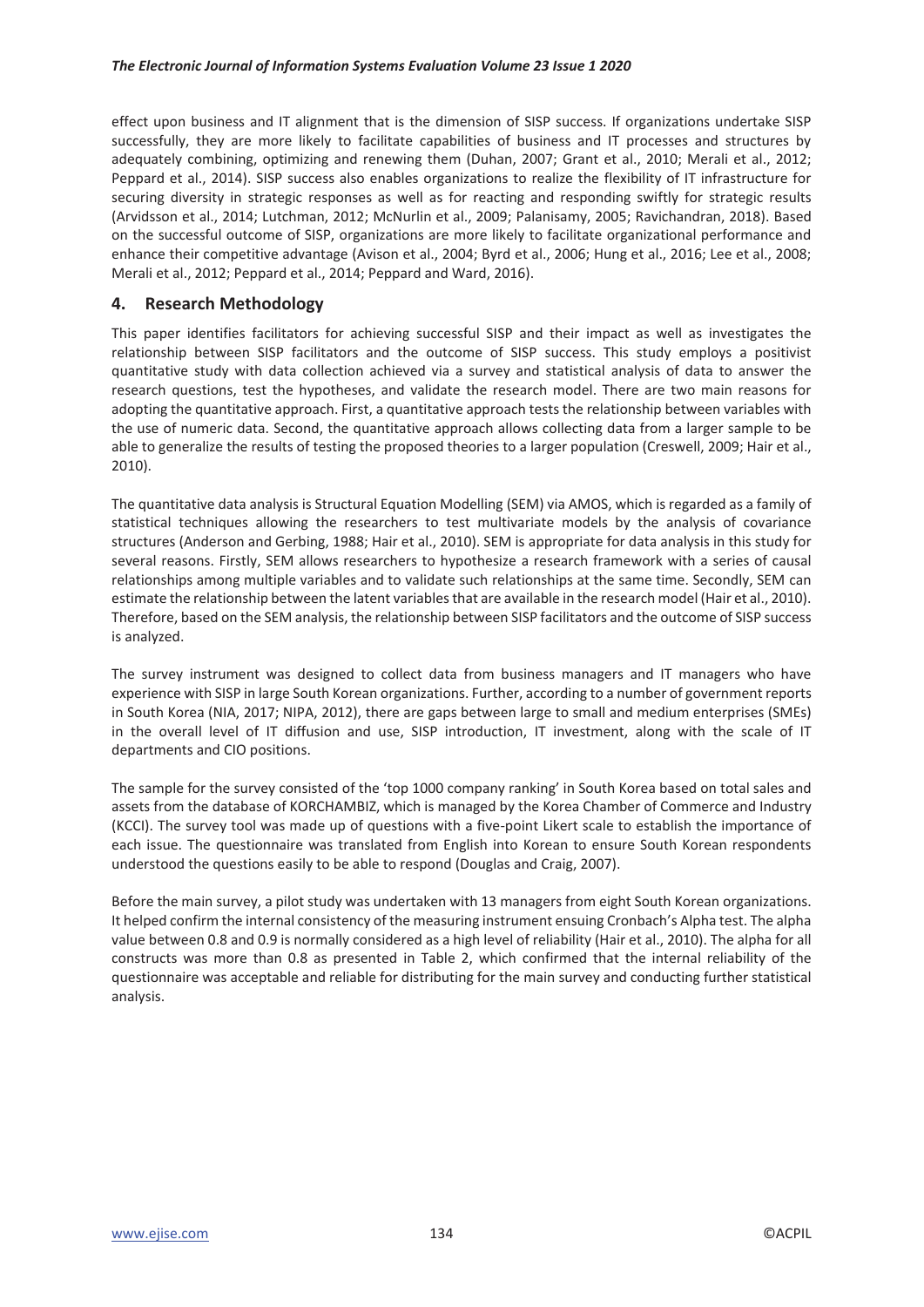effect upon business and IT alignment that is the dimension of SISP success. If organizations undertake SISP successfully, they are more likely to facilitate capabilities of business and IT processes and structures by adequately combining, optimizing and renewing them (Duhan, 2007; Grant et al., 2010; Merali et al., 2012; Peppard et al., 2014). SISP success also enables organizations to realize the flexibility of IT infrastructure for securing diversity in strategic responses as well as for reacting and responding swiftly for strategic results (Arvidsson et al., 2014; Lutchman, 2012; McNurlin et al., 2009; Palanisamy, 2005; Ravichandran, 2018). Based on the successful outcome of SISP, organizations are more likely to facilitate organizational performance and enhance their competitive advantage (Avison et al., 2004; Byrd et al., 2006; Hung et al., 2016; Lee et al., 2008; Merali et al., 2012; Peppard et al., 2014; Peppard and Ward, 2016).

## 4. Research Methodology

This paper identifies facilitators for achieving successful SISP and their impact as well as investigates the relationship between SISP facilitators and the outcome of SISP success. This study employs a positivist quantitative study with data collection achieved via a survey and statistical analysis of data to answer the research questions, test the hypotheses, and validate the research model. There are two main reasons for adopting the quantitative approach. First, a quantitative approach tests the relationship between variables with the use of numeric data. Second, the quantitative approach allows collecting data from a larger sample to be able to generalize the results of testing the proposed theories to a larger population (Creswell, 2009; Hair et al., 2010).

The quantitative data analysis is Structural Equation Modelling (SEM) via AMOS, which is regarded as a family of statistical techniques allowing the researchers to test multivariate models by the analysis of covariance structures (Anderson and Gerbing, 1988; Hair et al., 2010). SEM is appropriate for data analysis in this study for several reasons. Firstly, SEM allows researchers to hypothesize a research framework with a series of causal relationships among multiple variables and to validate such relationships at the same time. Secondly, SEM can estimate the relationship between the latent variables that are available in the research model (Hair et al., 2010). Therefore, based on the SEM analysis, the relationship between SISP facilitators and the outcome of SISP success is analyzed.

The survey instrument was designed to collect data from business managers and IT managers who have experience with SISP in large South Korean organizations. Further, according to a number of government reports in South Korea (NIA, 2017; NIPA, 2012), there are gaps between large to small and medium enterprises (SMEs) in the overall level of IT diffusion and use, SISP introduction, IT investment, along with the scale of IT departments and CIO positions.

The sample for the survey consisted of the 'top 1000 company ranking' in South Korea based on total sales and assets from the database of KORCHAMBIZ, which is managed by the Korea Chamber of Commerce and Industry (KCCI). The survey tool was made up of questions with a five-point Likert scale to establish the importance of each issue. The questionnaire was translated from English into Korean to ensure South Korean respondents understood the questions easily to be able to respond (Douglas and Craig, 2007).

Before the main survey, a pilot study was undertaken with 13 managers from eight South Korean organizations. It helped confirm the internal consistency of the measuring instrument ensuing Cronbach's Alpha test. The alpha value between 0.8 and 0.9 is normally considered as a high level of reliability (Hair et al., 2010). The alpha for all constructs was more than 0.8 as presented in Table 2, which confirmed that the internal reliability of the questionnaire was acceptable and reliable for distributing for the main survey and conducting further statistical analysis.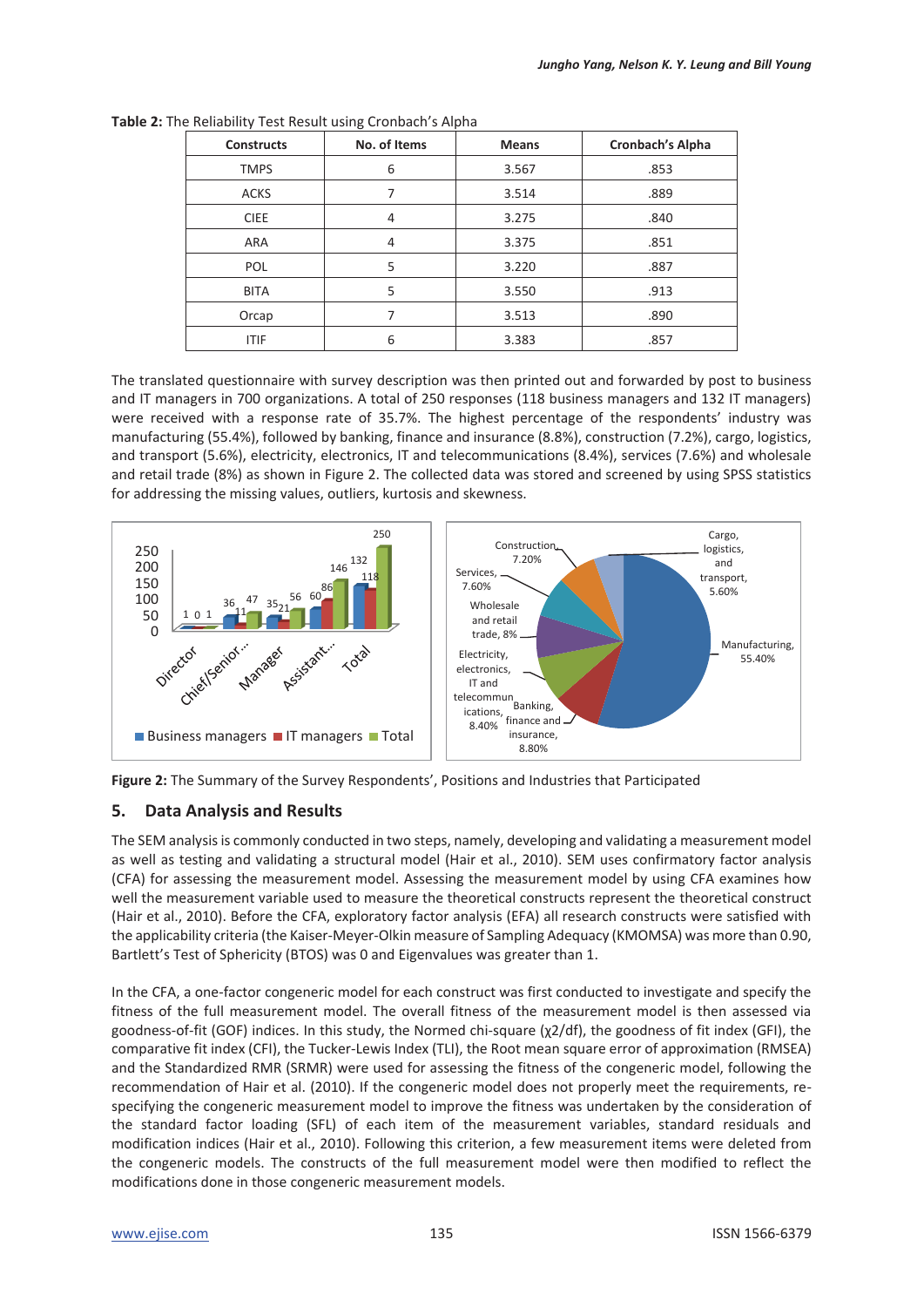**Table 2:** The Reliability Test Result using Cronbach's Alpha

| Constructs | No. of Items | Means | Cronbach's Alpha |
|---|---|---|---|
| TMPS | 6 | 3.567 | .853 |
| ACKS | 7 | 3.514 | .889 |
| CIEE | 4 | 3.275 | .840 |
| ARA | 4 | 3.375 | .851 |
| POL | 5 | 3.220 | .887 |
| BITA | 5 | 3.550 | .913 |
| Orcap | 7 | 3.513 | .890 |
| ITIF | 6 | 3.383 | .857 |

The translated questionnaire with survey description was then printed out and forwarded by post to business and IT managers in 700 organizations. A total of 250 responses (118 business managers and 132 IT managers) were received with a response rate of 35.7%. The highest percentage of the respondents' industry was manufacturing (55.4%), followed by banking, finance and insurance (8.8%), construction (7.2%), cargo, logistics, and transport (5.6%), electricity, electronics, IT and telecommunications (8.4%), services (7.6%) and wholesale and retail trade (8%) as shown in Figure 2. The collected data was stored and screened by using SPSS statistics for addressing the missing values, outliers, kurtosis and skewness.

**Figure 2:** The Summary of the Survey Respondents', Positions and Industries that Participated

## 5. Data Analysis and Results

The SEM analysis is commonly conducted in two steps, namely, developing and validating a measurement model as well as testing and validating a structural model (Hair et al., 2010). SEM uses confirmatory factor analysis (CFA) for assessing the measurement model. Assessing the measurement model by using CFA examines how well the measurement variable used to measure the theoretical constructs represent the theoretical construct (Hair et al., 2010). Before the CFA, exploratory factor analysis (EFA) all research constructs were satisfied with the applicability criteria (the Kaiser-Meyer-Olkin measure of Sampling Adequacy (KMOMSA) was more than 0.90, Bartlett's Test of Sphericity (BTOS) was 0 and Eigenvalues was greater than 1.

In the CFA, a one-factor congeneric model for each construct was first conducted to investigate and specify the fitness of the full measurement model. The overall fitness of the measurement model is then assessed via goodness-of-fit (GOF) indices. In this study, the Normed chi-square ($\chi 2/df$), the goodness of fit index (GFI), the comparative fit index (CFI), the Tucker-Lewis Index (TLI), the Root mean square error of approximation (RMSEA) and the Standardized RMR (SRMR) were used for assessing the fitness of the congeneric model, following the recommendation of Hair et al. (2010). If the congeneric model does not properly meet the requirements, re-specifying the congeneric measurement model to improve the fitness was undertaken by the consideration of the standard factor loading (SFL) of each item of the measurement variables, standard residuals and modification indices (Hair et al., 2010). Following this criterion, a few measurement items were deleted from the congeneric models. The constructs of the full measurement model were then modified to reflect the modifications done in those congeneric measurement models.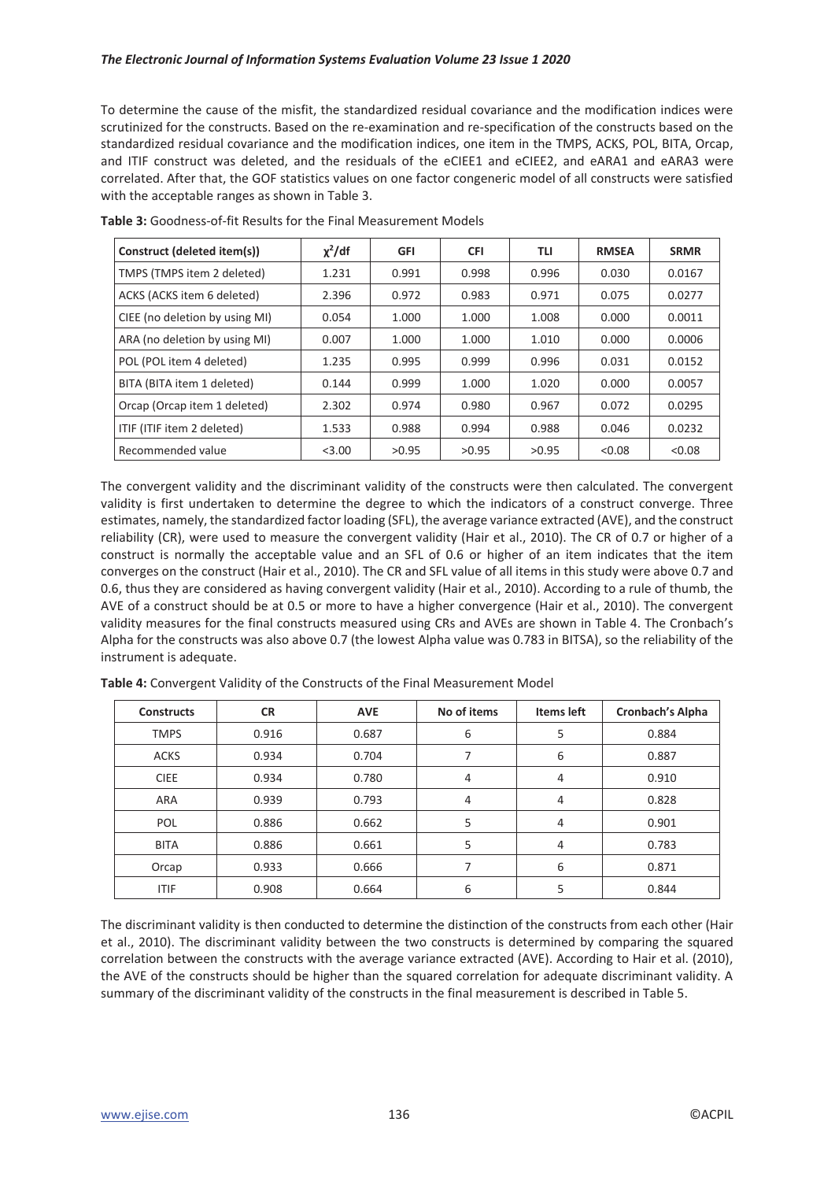To determine the cause of the misfit, the standardized residual covariance and the modification indices were scrutinized for the constructs. Based on the re-examination and re-specification of the constructs based on the standardized residual covariance and the modification indices, one item in the TMPS, ACKS, POL, BITA, Orcap, and ITIF construct was deleted, and the residuals of the eCIEE1 and eCIEE2, and eARA1 and eARA3 were correlated. After that, the GOF statistics values on one factor congeneric model of all constructs were satisfied with the acceptable ranges as shown in Table 3.

**Table 3:** Goodness-of-fit Results for the Final Measurement Models

| Construct (deleted item(s)) | $\chi^2$/df | GFI | CFI | TLI | RMSEA | SRMR |
|---|---|---|---|---|---|---|
| TMPS (TMPS item 2 deleted) | 1.231 | 0.991 | 0.998 | 0.996 | 0.030 | 0.0167 |
| ACKS (ACKS item 6 deleted) | 2.396 | 0.972 | 0.983 | 0.971 | 0.075 | 0.0277 |
| CIEE (no deletion by using MI) | 0.054 | 1.000 | 1.000 | 1.008 | 0.000 | 0.0011 |
| ARA (no deletion by using MI) | 0.007 | 1.000 | 1.000 | 1.010 | 0.000 | 0.0006 |
| POL (POL item 4 deleted) | 1.235 | 0.995 | 0.999 | 0.996 | 0.031 | 0.0152 |
| BITA (BITA item 1 deleted) | 0.144 | 0.999 | 1.000 | 1.020 | 0.000 | 0.0057 |
| Orcap (Orcap item 1 deleted) | 2.302 | 0.974 | 0.980 | 0.967 | 0.072 | 0.0295 |
| ITIF (ITIF item 2 deleted) | 1.533 | 0.988 | 0.994 | 0.988 | 0.046 | 0.0232 |
| Recommended value | <3.00 | >0.95 | >0.95 | >0.95 | <0.08 | <0.08 |

The convergent validity and the discriminant validity of the constructs were then calculated. The convergent validity is first undertaken to determine the degree to which the indicators of a construct converge. Three estimates, namely, the standardized factor loading (SFL), the average variance extracted (AVE), and the construct reliability (CR), were used to measure the convergent validity (Hair et al., 2010). The CR of 0.7 or higher of a construct is normally the acceptable value and an SFL of 0.6 or higher of an item indicates that the item converges on the construct (Hair et al., 2010). The CR and SFL value of all items in this study were above 0.7 and 0.6, thus they are considered as having convergent validity (Hair et al., 2010). According to a rule of thumb, the AVE of a construct should be at 0.5 or more to have a higher convergence (Hair et al., 2010). The convergent validity measures for the final constructs measured using CRs and AVEs are shown in Table 4. The Cronbach's Alpha for the constructs was also above 0.7 (the lowest Alpha value was 0.783 in BITSA), so the reliability of the instrument is adequate.

**Table 4:** Convergent Validity of the Constructs of the Final Measurement Model

| Constructs | CR | AVE | No of items | Items left | Cronbach's Alpha |
|---|---|---|---|---|---|
| TMPS | 0.916 | 0.687 | 6 | 5 | 0.884 |
| ACKS | 0.934 | 0.704 | 7 | 6 | 0.887 |
| CIEE | 0.934 | 0.780 | 4 | 4 | 0.910 |
| ARA | 0.939 | 0.793 | 4 | 4 | 0.828 |
| POL | 0.886 | 0.662 | 5 | 4 | 0.901 |
| BITA | 0.886 | 0.661 | 5 | 4 | 0.783 |
| Orcap | 0.933 | 0.666 | 7 | 6 | 0.871 |
| ITIF | 0.908 | 0.664 | 6 | 5 | 0.844 |

The discriminant validity is then conducted to determine the distinction of the constructs from each other (Hair et al., 2010). The discriminant validity between the two constructs is determined by comparing the squared correlation between the constructs with the average variance extracted (AVE). According to Hair et al. (2010), the AVE of the constructs should be higher than the squared correlation for adequate discriminant validity. A summary of the discriminant validity of the constructs in the final measurement is described in Table 5.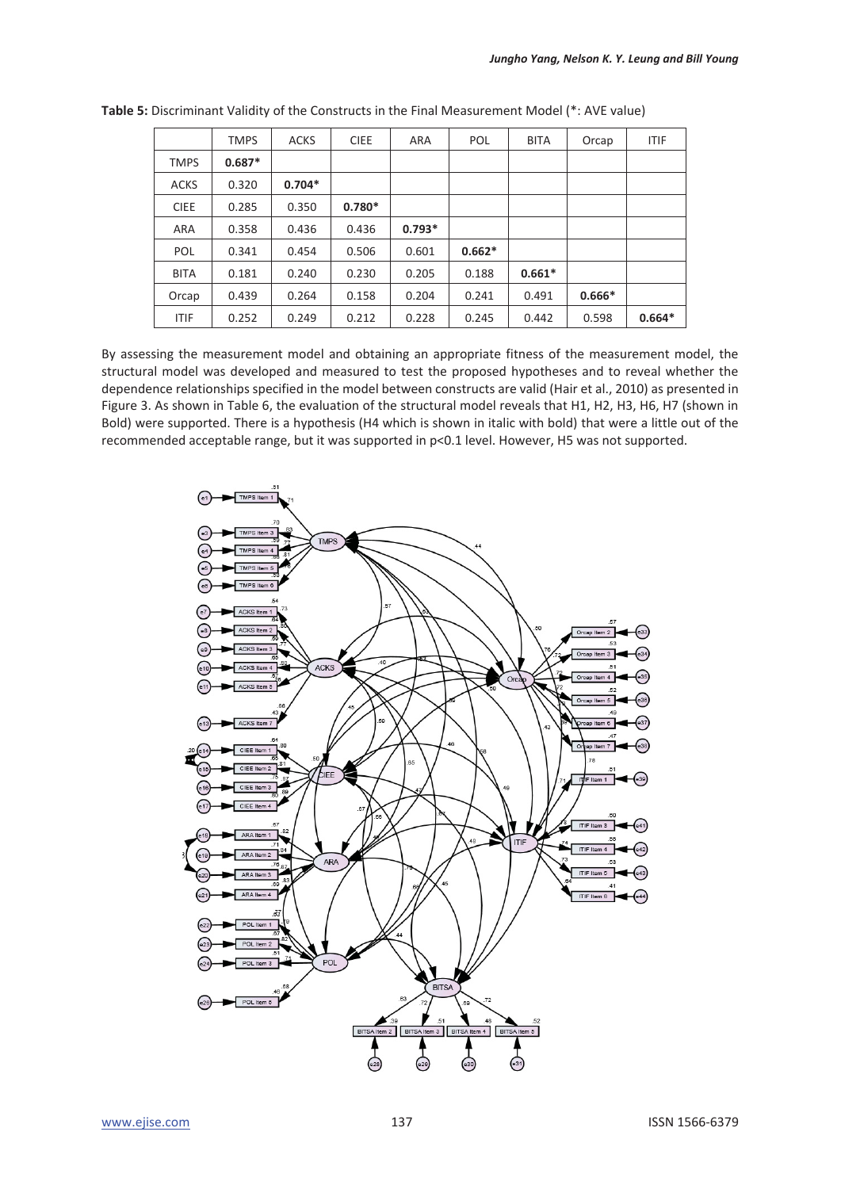**Table 5:** Discriminant Validity of the Constructs in the Final Measurement Model (*: AVE value)

| | TMPS | ACKS | CIEE | ARA | POL | BITA | Orcap | ITIF |
|---|---|---|---|---|---|---|---|---|
| TMPS | **0.687*** | | | | | | | |
| ACKS | 0.320 | **0.704*** | | | | | | |
| CIEE | 0.285 | 0.350 | **0.780*** | | | | | |
| ARA | 0.358 | 0.436 | 0.436 | **0.793*** | | | | |
| POL | 0.341 | 0.454 | 0.506 | 0.601 | **0.662*** | | | |
| BITA | 0.181 | 0.240 | 0.230 | 0.205 | 0.188 | **0.661*** | | |
| Orcap | 0.439 | 0.264 | 0.158 | 0.204 | 0.241 | 0.491 | **0.666*** | |
| ITIF | 0.252 | 0.249 | 0.212 | 0.228 | 0.245 | 0.442 | 0.598 | **0.664*** |

By assessing the measurement model and obtaining an appropriate fitness of the measurement model, the structural model was developed and measured to test the proposed hypotheses and to reveal whether the dependence relationships specified in the model between constructs are valid (Hair et al., 2010) as presented in Figure 3. As shown in Table 6, the evaluation of the structural model reveals that H1, H2, H3, H6, H7 (shown in Bold) were supported. There is a hypothesis (H4 which is shown in italic with bold) that were a little out of the recommended acceptable range, but it was supported in p<0.1 level. However, H5 was not supported.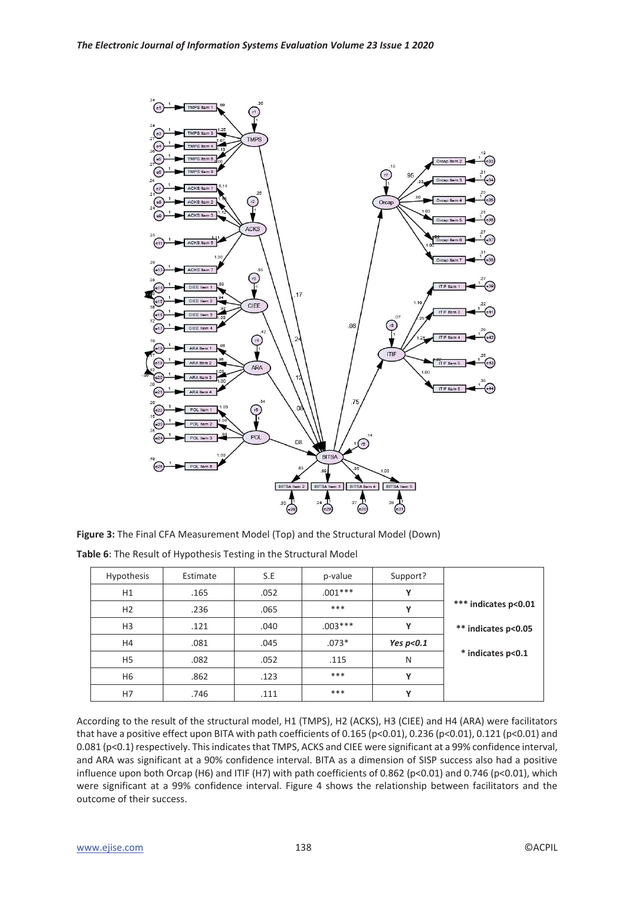**Figure 3:** The Final CFA Measurement Model (Top) and the Structural Model (Down)

**Table 6**: The Result of Hypothesis Testing in the Structural Model

| Hypothesis | Estimate | S.E | p-value | Support? | |
|---|---|---|---|---|---|
| H1 | .165 | .052 | .001*** | Y | **\*\*\* indicates p<0.01** |
| H2 | .236 | .065 | *** | Y | |
| H3 | .121 | .040 | .003*** | Y | **\*\* indicates p<0.05** |
| H4 | .081 | .045 | .073* | ***Yes p<0.1*** | |
| H5 | .082 | .052 | .115 | N | **\* indicates p<0.1** |
| H6 | .862 | .123 | *** | Y | |
| H7 | .746 | .111 | *** | Y | |

According to the result of the structural model, H1 (TMPS), H2 (ACKS), H3 (CIEE) and H4 (ARA) were facilitators that have a positive effect upon BITA with path coefficients of 0.165 ($p<0.01$), 0.236 ($p<0.01$), 0.121 ($p<0.01$) and 0.081 ($p<0.1$) respectively. This indicates that TMPS, ACKS and CIEE were significant at a 99% confidence interval, and ARA was significant at a 90% confidence interval. BITA as a dimension of SISP success also had a positive influence upon both Orcap (H6) and ITIF (H7) with path coefficients of 0.862 ($p<0.01$) and 0.746 ($p<0.01$), which were significant at a 99% confidence interval. Figure 4 shows the relationship between facilitators and the outcome of their success.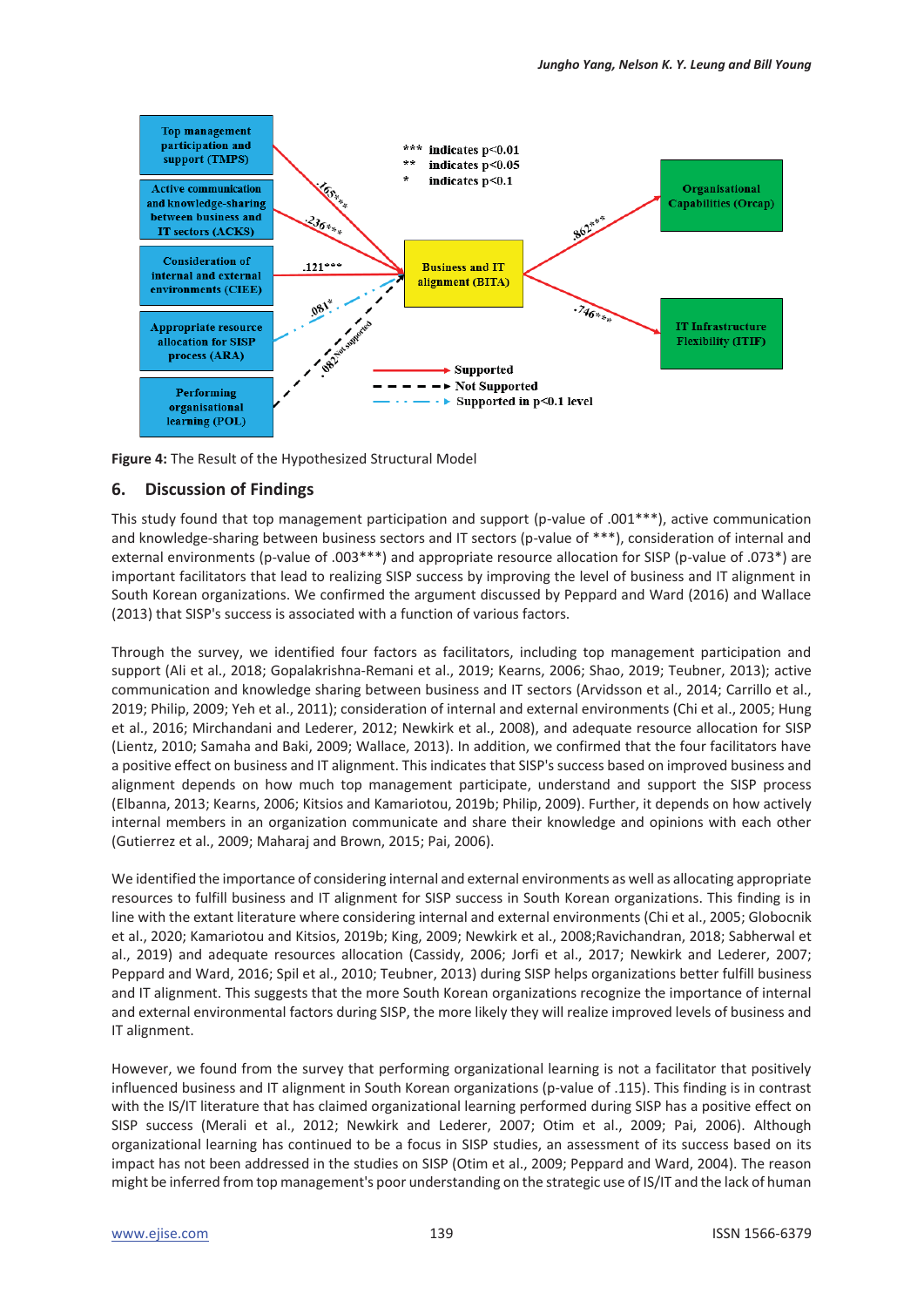**Figure 4:** The Result of the Hypothesized Structural Model

## 6. Discussion of Findings

This study found that top management participation and support (p-value of .001***), active communication and knowledge-sharing between business sectors and IT sectors (p-value of ***), consideration of internal and external environments (p-value of .003***) and appropriate resource allocation for SISP (p-value of .073*) are important facilitators that lead to realizing SISP success by improving the level of business and IT alignment in South Korean organizations. We confirmed the argument discussed by Peppard and Ward (2016) and Wallace (2013) that SISP's success is associated with a function of various factors.

Through the survey, we identified four factors as facilitators, including top management participation and support (Ali et al., 2018; Gopalakrishna-Remani et al., 2019; Kearns, 2006; Shao, 2019; Teubner, 2013); active communication and knowledge sharing between business and IT sectors (Arvidsson et al., 2014; Carrillo et al., 2019; Philip, 2009; Yeh et al., 2011); consideration of internal and external environments (Chi et al., 2005; Hung et al., 2016; Mirchandani and Lederer, 2012; Newkirk et al., 2008), and adequate resource allocation for SISP (Lientz, 2010; Samaha and Baki, 2009; Wallace, 2013). In addition, we confirmed that the four facilitators have a positive effect on business and IT alignment. This indicates that SISP's success based on improved business and alignment depends on how much top management participate, understand and support the SISP process (Elbanna, 2013; Kearns, 2006; Kitsios and Kamariotou, 2019b; Philip, 2009). Further, it depends on how actively internal members in an organization communicate and share their knowledge and opinions with each other (Gutierrez et al., 2009; Maharaj and Brown, 2015; Pai, 2006).

We identified the importance of considering internal and external environments as well as allocating appropriate resources to fulfill business and IT alignment for SISP success in South Korean organizations. This finding is in line with the extant literature where considering internal and external environments (Chi et al., 2005; Globocnik et al., 2020; Kamariotou and Kitsios, 2019b; King, 2009; Newkirk et al., 2008;Ravichandran, 2018; Sabherwal et al., 2019) and adequate resources allocation (Cassidy, 2006; Jorfi et al., 2017; Newkirk and Lederer, 2007; Peppard and Ward, 2016; Spil et al., 2010; Teubner, 2013) during SISP helps organizations better fulfill business and IT alignment. This suggests that the more South Korean organizations recognize the importance of internal and external environmental factors during SISP, the more likely they will realize improved levels of business and IT alignment.

However, we found from the survey that performing organizational learning is not a facilitator that positively influenced business and IT alignment in South Korean organizations (p-value of .115). This finding is in contrast with the IS/IT literature that has claimed organizational learning performed during SISP has a positive effect on SISP success (Merali et al., 2012; Newkirk and Lederer, 2007; Otim et al., 2009; Pai, 2006). Although organizational learning has continued to be a focus in SISP studies, an assessment of its success based on its impact has not been addressed in the studies on SISP (Otim et al., 2009; Peppard and Ward, 2004). The reason might be inferred from top management's poor understanding on the strategic use of IS/IT and the lack of human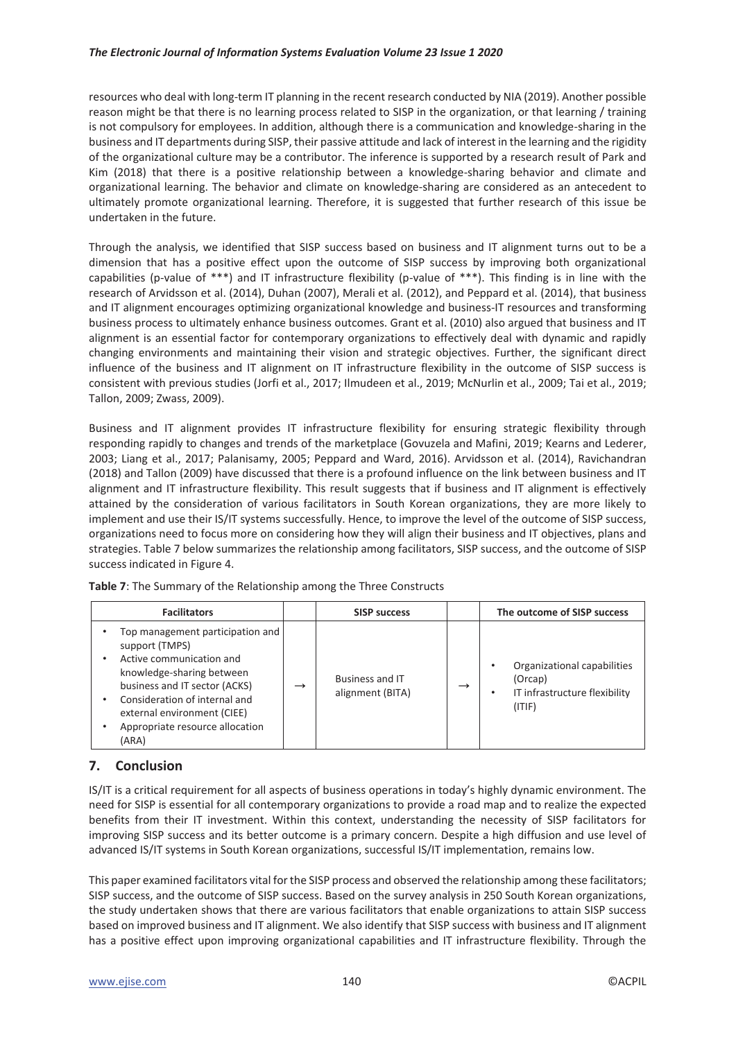resources who deal with long-term IT planning in the recent research conducted by NIA (2019). Another possible reason might be that there is no learning process related to SISP in the organization, or that learning / training is not compulsory for employees. In addition, although there is a communication and knowledge-sharing in the business and IT departments during SISP, their passive attitude and lack of interest in the learning and the rigidity of the organizational culture may be a contributor. The inference is supported by a research result of Park and Kim (2018) that there is a positive relationship between a knowledge-sharing behavior and climate and organizational learning. The behavior and climate on knowledge-sharing are considered as an antecedent to ultimately promote organizational learning. Therefore, it is suggested that further research of this issue be undertaken in the future.

Through the analysis, we identified that SISP success based on business and IT alignment turns out to be a dimension that has a positive effect upon the outcome of SISP success by improving both organizational capabilities (p-value of ***) and IT infrastructure flexibility (p-value of ***). This finding is in line with the research of Arvidsson et al. (2014), Duhan (2007), Merali et al. (2012), and Peppard et al. (2014), that business and IT alignment encourages optimizing organizational knowledge and business-IT resources and transforming business process to ultimately enhance business outcomes. Grant et al. (2010) also argued that business and IT alignment is an essential factor for contemporary organizations to effectively deal with dynamic and rapidly changing environments and maintaining their vision and strategic objectives. Further, the significant direct influence of the business and IT alignment on IT infrastructure flexibility in the outcome of SISP success is consistent with previous studies (Jorfi et al., 2017; Ilmudeen et al., 2019; McNurlin et al., 2009; Tai et al., 2019; Tallon, 2009; Zwass, 2009).

Business and IT alignment provides IT infrastructure flexibility for ensuring strategic flexibility through responding rapidly to changes and trends of the marketplace (Govuzela and Mafini, 2019; Kearns and Lederer, 2003; Liang et al., 2017; Palanisamy, 2005; Peppard and Ward, 2016). Arvidsson et al. (2014), Ravichandran (2018) and Tallon (2009) have discussed that there is a profound influence on the link between business and IT alignment and IT infrastructure flexibility. This result suggests that if business and IT alignment is effectively attained by the consideration of various facilitators in South Korean organizations, they are more likely to implement and use their IS/IT systems successfully. Hence, to improve the level of the outcome of SISP success, organizations need to focus more on considering how they will align their business and IT objectives, plans and strategies. Table 7 below summarizes the relationship among facilitators, SISP success, and the outcome of SISP success indicated in Figure 4.

**Table 7**: The Summary of the Relationship among the Three Constructs

| Facilitators | | SISP success | | The outcome of SISP success |
|---|---|---|---|---|
| • Top management participation and support (TMPS)<br>• Active communication and knowledge-sharing between business and IT sector (ACKS)<br>• Consideration of internal and external environment (CIEE)<br>• Appropriate resource allocation (ARA) | → | Business and IT alignment (BITA) | → | • Organizational capabilities (Orcap)<br>• IT infrastructure flexibility (ITIF) |

## 7. Conclusion

IS/IT is a critical requirement for all aspects of business operations in today's highly dynamic environment. The need for SISP is essential for all contemporary organizations to provide a road map and to realize the expected benefits from their IT investment. Within this context, understanding the necessity of SISP facilitators for improving SISP success and its better outcome is a primary concern. Despite a high diffusion and use level of advanced IS/IT systems in South Korean organizations, successful IS/IT implementation, remains low.

This paper examined facilitators vital for the SISP process and observed the relationship among these facilitators; SISP success, and the outcome of SISP success. Based on the survey analysis in 250 South Korean organizations, the study undertaken shows that there are various facilitators that enable organizations to attain SISP success based on improved business and IT alignment. We also identify that SISP success with business and IT alignment has a positive effect upon improving organizational capabilities and IT infrastructure flexibility. Through the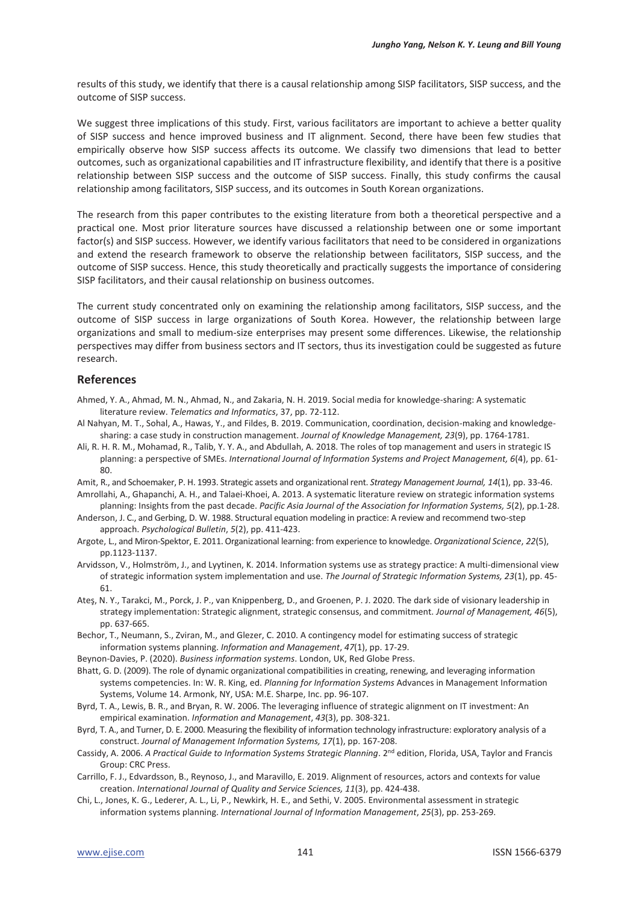results of this study, we identify that there is a causal relationship among SISP facilitators, SISP success, and the outcome of SISP success.

We suggest three implications of this study. First, various facilitators are important to achieve a better quality of SISP success and hence improved business and IT alignment. Second, there have been few studies that empirically observe how SISP success affects its outcome. We classify two dimensions that lead to better outcomes, such as organizational capabilities and IT infrastructure flexibility, and identify that there is a positive relationship between SISP success and the outcome of SISP success. Finally, this study confirms the causal relationship among facilitators, SISP success, and its outcomes in South Korean organizations.

The research from this paper contributes to the existing literature from both a theoretical perspective and a practical one. Most prior literature sources have discussed a relationship between one or some important factor(s) and SISP success. However, we identify various facilitators that need to be considered in organizations and extend the research framework to observe the relationship between facilitators, SISP success, and the outcome of SISP success. Hence, this study theoretically and practically suggests the importance of considering SISP facilitators, and their causal relationship on business outcomes.

The current study concentrated only on examining the relationship among facilitators, SISP success, and the outcome of SISP success in large organizations of South Korea. However, the relationship between large organizations and small to medium-size enterprises may present some differences. Likewise, the relationship perspectives may differ from business sectors and IT sectors, thus its investigation could be suggested as future research.

## References

Ahmed, Y. A., Ahmad, M. N., Ahmad, N., and Zakaria, N. H. 2019. Social media for knowledge-sharing: A systematic literature review. *Telematics and Informatics*, 37, pp. 72-112.

Al Nahyan, M. T., Sohal, A., Hawas, Y., and Fildes, B. 2019. Communication, coordination, decision-making and knowledge-sharing: a case study in construction management. *Journal of Knowledge Management, 23*(9), pp. 1764-1781.

Ali, R. H. R. M., Mohamad, R., Talib, Y. Y. A., and Abdullah, A. 2018. The roles of top management and users in strategic IS planning: a perspective of SMEs. *International Journal of Information Systems and Project Management, 6*(4), pp. 61-80.

Amit, R., and Schoemaker, P. H. 1993. Strategic assets and organizational rent. *Strategy Management Journal, 14*(1), pp. 33-46.

Amrollahi, A., Ghapanchi, A. H., and Talaei-Khoei, A. 2013. A systematic literature review on strategic information systems planning: Insights from the past decade. *Pacific Asia Journal of the Association for Information Systems, 5*(2), pp.1-28.

Anderson, J. C., and Gerbing, D. W. 1988. Structural equation modeling in practice: A review and recommend two-step approach. *Psychological Bulletin*, *5*(2), pp. 411-423.

Argote, L., and Miron-Spektor, E. 2011. Organizational learning: from experience to knowledge. *Organizational Science*, *22*(5), pp.1123-1137.

Arvidsson, V., Holmström, J., and Lyytinen, K. 2014. Information systems use as strategy practice: A multi-dimensional view of strategic information system implementation and use. *The Journal of Strategic Information Systems, 23*(1), pp. 45-61.

Ateş, N. Y., Tarakci, M., Porck, J. P., van Knippenberg, D., and Groenen, P. J. 2020. The dark side of visionary leadership in strategy implementation: Strategic alignment, strategic consensus, and commitment. *Journal of Management, 46*(5), pp. 637-665.

Bechor, T., Neumann, S., Zviran, M., and Glezer, C. 2010. A contingency model for estimating success of strategic information systems planning. *Information and Management*, *47*(1), pp. 17-29.

Beynon-Davies, P. (2020). *Business information systems*. London, UK, Red Globe Press.

Bhatt, G. D. (2009). The role of dynamic organizational compatibilities in creating, renewing, and leveraging information systems competencies. In: W. R. King, ed. *Planning for Information Systems* Advances in Management Information Systems, Volume 14. Armonk, NY, USA: M.E. Sharpe, Inc. pp. 96-107.

Byrd, T. A., Lewis, B. R., and Bryan, R. W. 2006. The leveraging influence of strategic alignment on IT investment: An empirical examination. *Information and Management*, *43*(3), pp. 308-321.

Byrd, T. A., and Turner, D. E. 2000. Measuring the flexibility of information technology infrastructure: exploratory analysis of a construct. *Journal of Management Information Systems, 17*(1), pp. 167-208.

Cassidy, A. 2006. *A Practical Guide to Information Systems Strategic Planning*. 2nd edition, Florida, USA, Taylor and Francis Group: CRC Press.

Carrillo, F. J., Edvardsson, B., Reynoso, J., and Maravillo, E. 2019. Alignment of resources, actors and contexts for value creation. *International Journal of Quality and Service Sciences, 11*(3), pp. 424-438.

Chi, L., Jones, K. G., Lederer, A. L., Li, P., Newkirk, H. E., and Sethi, V. 2005. Environmental assessment in strategic information systems planning. *International Journal of Information Management*, *25*(3), pp. 253-269.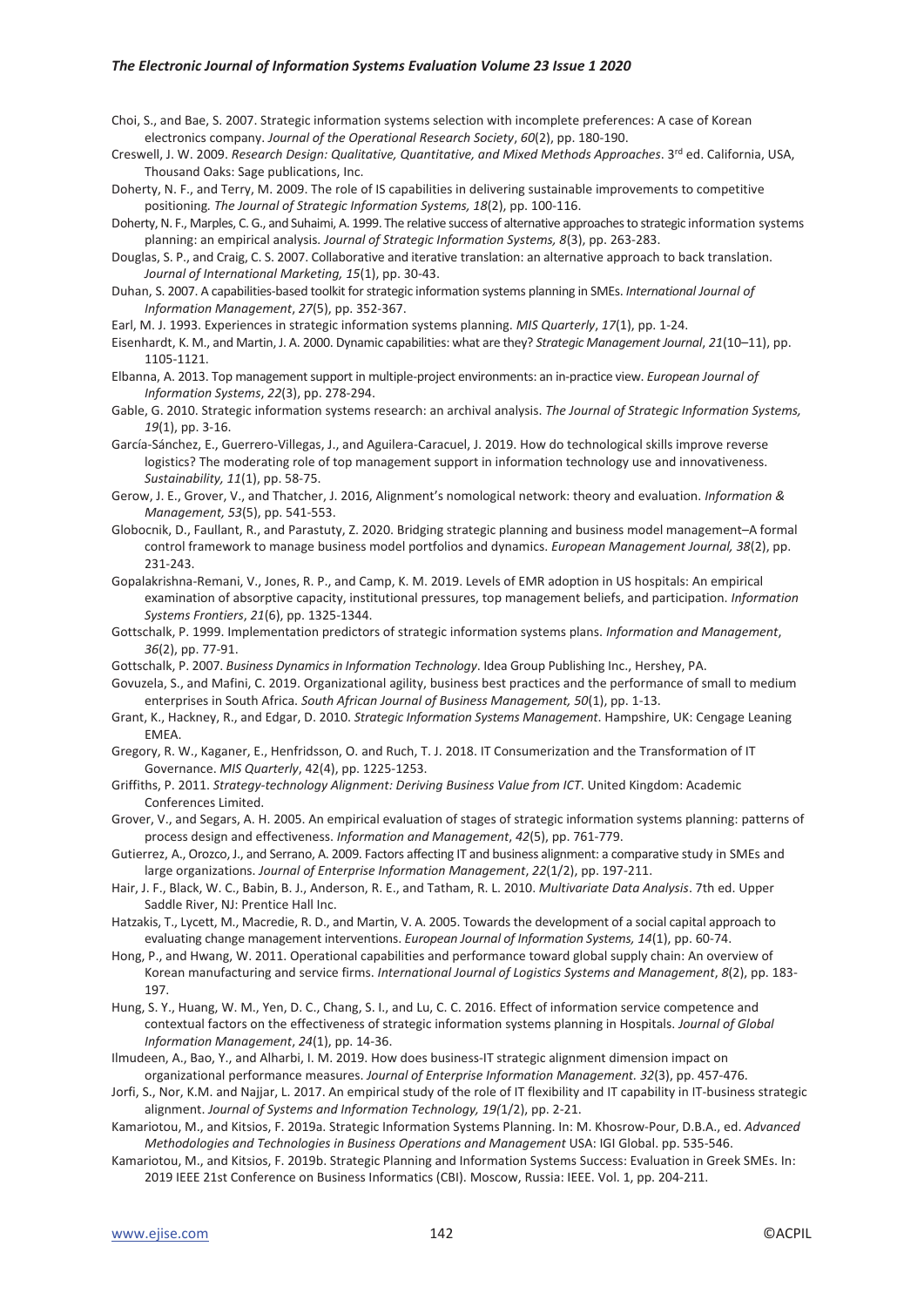Choi, S., and Bae, S. 2007. Strategic information systems selection with incomplete preferences: A case of Korean electronics company. *Journal of the Operational Research Society*, *60*(2), pp. 180-190.

Creswell, J. W. 2009. *Research Design: Qualitative, Quantitative, and Mixed Methods Approaches*. 3rd ed. California, USA, Thousand Oaks: Sage publications, Inc.

Doherty, N. F., and Terry, M. 2009. The role of IS capabilities in delivering sustainable improvements to competitive positioning. *The Journal of Strategic Information Systems, 18*(2), pp. 100-116.

Doherty, N. F., Marples, C. G., and Suhaimi, A. 1999. The relative success of alternative approaches to strategic information systems planning: an empirical analysis. *Journal of Strategic Information Systems, 8*(3), pp. 263-283.

Douglas, S. P., and Craig, C. S. 2007. Collaborative and iterative translation: an alternative approach to back translation. *Journal of International Marketing, 15*(1), pp. 30-43.

Duhan, S. 2007. A capabilities-based toolkit for strategic information systems planning in SMEs. *International Journal of Information Management*, *27*(5), pp. 352-367.

Earl, M. J. 1993. Experiences in strategic information systems planning. *MIS Quarterly*, *17*(1), pp. 1-24.

Eisenhardt, K. M., and Martin, J. A. 2000. Dynamic capabilities: what are they? *Strategic Management Journal*, *21*(10–11), pp. 1105-1121.

Elbanna, A. 2013. Top management support in multiple-project environments: an in-practice view. *European Journal of Information Systems*, *22*(3), pp. 278-294.

Gable, G. 2010. Strategic information systems research: an archival analysis. *The Journal of Strategic Information Systems, 19*(1), pp. 3-16.

García-Sánchez, E., Guerrero-Villegas, J., and Aguilera-Caracuel, J. 2019. How do technological skills improve reverse logistics? The moderating role of top management support in information technology use and innovativeness. *Sustainability, 11*(1), pp. 58-75.

Gerow, J. E., Grover, V., and Thatcher, J. 2016, Alignment's nomological network: theory and evaluation. *Information & Management, 53*(5), pp. 541-553.

Globocnik, D., Faullant, R., and Parastuty, Z. 2020. Bridging strategic planning and business model management–A formal control framework to manage business model portfolios and dynamics. *European Management Journal, 38*(2), pp. 231-243.

Gopalakrishna-Remani, V., Jones, R. P., and Camp, K. M. 2019. Levels of EMR adoption in US hospitals: An empirical examination of absorptive capacity, institutional pressures, top management beliefs, and participation. *Information Systems Frontiers*, *21*(6), pp. 1325-1344.

Gottschalk, P. 1999. Implementation predictors of strategic information systems plans. *Information and Management*, *36*(2), pp. 77-91.

Gottschalk, P. 2007. *Business Dynamics in Information Technology*. Idea Group Publishing Inc., Hershey, PA.

Govuzela, S., and Mafini, C. 2019. Organizational agility, business best practices and the performance of small to medium enterprises in South Africa. *South African Journal of Business Management, 50*(1), pp. 1-13.

Grant, K., Hackney, R., and Edgar, D. 2010. *Strategic Information Systems Management*. Hampshire, UK: Cengage Leaning EMEA.

Gregory, R. W., Kaganer, E., Henfridsson, O. and Ruch, T. J. 2018. IT Consumerization and the Transformation of IT Governance. *MIS Quarterly*, 42(4), pp. 1225-1253.

Griffiths, P. 2011. *Strategy-technology Alignment: Deriving Business Value from ICT*. United Kingdom: Academic Conferences Limited.

Grover, V., and Segars, A. H. 2005. An empirical evaluation of stages of strategic information systems planning: patterns of process design and effectiveness. *Information and Management*, *42*(5), pp. 761-779.

Gutierrez, A., Orozco, J., and Serrano, A. 2009. Factors affecting IT and business alignment: a comparative study in SMEs and large organizations. *Journal of Enterprise Information Management*, *22*(1/2), pp. 197-211.

Hair, J. F., Black, W. C., Babin, B. J., Anderson, R. E., and Tatham, R. L. 2010. *Multivariate Data Analysis*. 7th ed. Upper Saddle River, NJ: Prentice Hall Inc.

Hatzakis, T., Lycett, M., Macredie, R. D., and Martin, V. A. 2005. Towards the development of a social capital approach to evaluating change management interventions. *European Journal of Information Systems, 14*(1), pp. 60-74.

Hong, P., and Hwang, W. 2011. Operational capabilities and performance toward global supply chain: An overview of Korean manufacturing and service firms. *International Journal of Logistics Systems and Management*, *8*(2), pp. 183-197.

Hung, S. Y., Huang, W. M., Yen, D. C., Chang, S. I., and Lu, C. C. 2016. Effect of information service competence and contextual factors on the effectiveness of strategic information systems planning in Hospitals. *Journal of Global Information Management*, *24*(1), pp. 14-36.

Ilmudeen, A., Bao, Y., and Alharbi, I. M. 2019. How does business-IT strategic alignment dimension impact on organizational performance measures. *Journal of Enterprise Information Management. 32*(3), pp. 457-476.

Jorfi, S., Nor, K.M. and Najjar, L. 2017. An empirical study of the role of IT flexibility and IT capability in IT-business strategic alignment. *Journal of Systems and Information Technology, 19*(1/2), pp. 2-21.

Kamariotou, M., and Kitsios, F. 2019a. Strategic Information Systems Planning. In: M. Khosrow-Pour, D.B.A., ed. *Advanced Methodologies and Technologies in Business Operations and Management* USA: IGI Global. pp. 535-546.

Kamariotou, M., and Kitsios, F. 2019b. Strategic Planning and Information Systems Success: Evaluation in Greek SMEs. In: 2019 IEEE 21st Conference on Business Informatics (CBI). Moscow, Russia: IEEE. Vol. 1, pp. 204-211.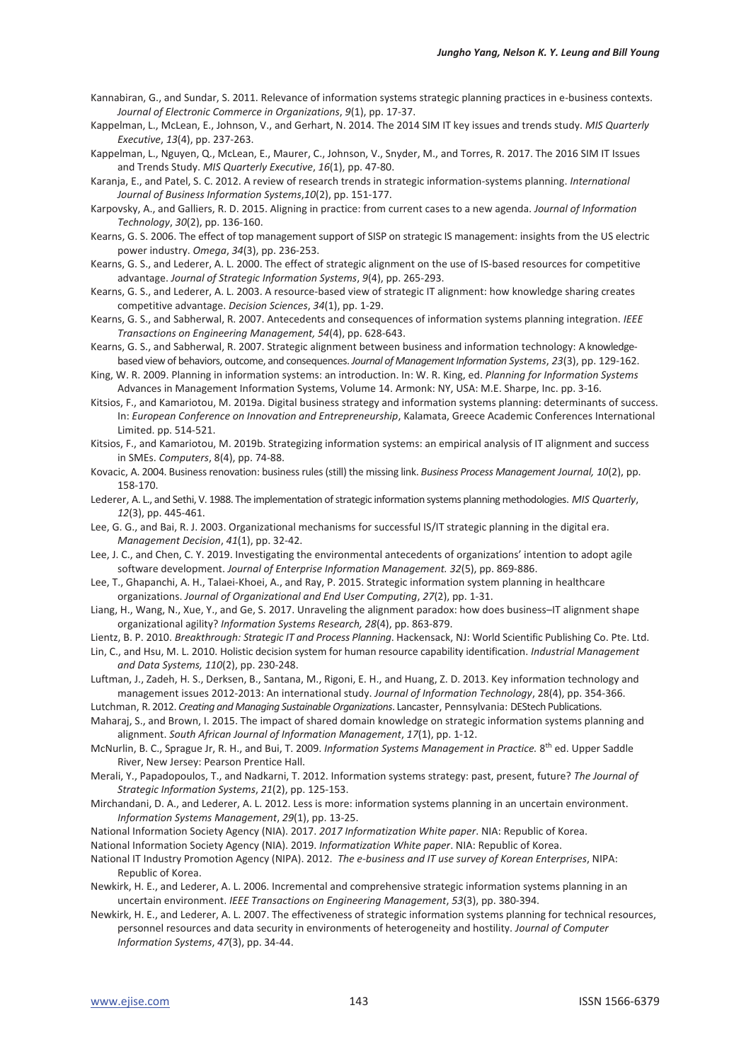Kannabiran, G., and Sundar, S. 2011. Relevance of information systems strategic planning practices in e-business contexts. *Journal of Electronic Commerce in Organizations*, *9*(1), pp. 17-37.

Kappelman, L., McLean, E., Johnson, V., and Gerhart, N. 2014. The 2014 SIM IT key issues and trends study. *MIS Quarterly Executive*, *13*(4), pp. 237-263.

Kappelman, L., Nguyen, Q., McLean, E., Maurer, C., Johnson, V., Snyder, M., and Torres, R. 2017. The 2016 SIM IT Issues and Trends Study. *MIS Quarterly Executive*, *16*(1), pp. 47-80.

Karanja, E., and Patel, S. C. 2012. A review of research trends in strategic information-systems planning. *International Journal of Business Information Systems*,*10*(2), pp. 151-177.

Karpovsky, A., and Galliers, R. D. 2015. Aligning in practice: from current cases to a new agenda. *Journal of Information Technology*, *30*(2), pp. 136-160.

Kearns, G. S. 2006. The effect of top management support of SISP on strategic IS management: insights from the US electric power industry. *Omega*, *34*(3), pp. 236-253.

Kearns, G. S., and Lederer, A. L. 2000. The effect of strategic alignment on the use of IS-based resources for competitive advantage. *Journal of Strategic Information Systems*, *9*(4), pp. 265-293.

Kearns, G. S., and Lederer, A. L. 2003. A resource-based view of strategic IT alignment: how knowledge sharing creates competitive advantage. *Decision Sciences*, *34*(1), pp. 1-29.

Kearns, G. S., and Sabherwal, R. 2007. Antecedents and consequences of information systems planning integration. *IEEE Transactions on Engineering Management, 54*(4), pp. 628-643.

Kearns, G. S., and Sabherwal, R. 2007. Strategic alignment between business and information technology: A knowledge-based view of behaviors, outcome, and consequences. *Journal of Management Information Systems*, *23*(3), pp. 129-162.

King, W. R. 2009. Planning in information systems: an introduction. In: W. R. King, ed. *Planning for Information Systems* Advances in Management Information Systems, Volume 14. Armonk: NY, USA: M.E. Sharpe, Inc. pp. 3-16.

Kitsios, F., and Kamariotou, M. 2019a. Digital business strategy and information systems planning: determinants of success. In: *European Conference on Innovation and Entrepreneurship*, Kalamata, Greece Academic Conferences International Limited. pp. 514-521.

Kitsios, F., and Kamariotou, M. 2019b. Strategizing information systems: an empirical analysis of IT alignment and success in SMEs. *Computers*, 8(4), pp. 74-88.

Kovacic, A. 2004. Business renovation: business rules (still) the missing link. *Business Process Management Journal, 10*(2), pp. 158-170.

Lederer, A. L., and Sethi, V. 1988. The implementation of strategic information systems planning methodologies. *MIS Quarterly*, *12*(3), pp. 445-461.

Lee, G. G., and Bai, R. J. 2003. Organizational mechanisms for successful IS/IT strategic planning in the digital era. *Management Decision*, *41*(1), pp. 32-42.

Lee, J. C., and Chen, C. Y. 2019. Investigating the environmental antecedents of organizations' intention to adopt agile software development. *Journal of Enterprise Information Management. 32*(5), pp. 869-886.

Lee, T., Ghapanchi, A. H., Talaei-Khoei, A., and Ray, P. 2015. Strategic information system planning in healthcare organizations. *Journal of Organizational and End User Computing*, *27*(2), pp. 1-31.

Liang, H., Wang, N., Xue, Y., and Ge, S. 2017. Unraveling the alignment paradox: how does business–IT alignment shape organizational agility? *Information Systems Research, 28*(4), pp. 863-879.

Lientz, B. P. 2010. *Breakthrough: Strategic IT and Process Planning*. Hackensack, NJ: World Scientific Publishing Co. Pte. Ltd.

Lin, C., and Hsu, M. L. 2010. Holistic decision system for human resource capability identification. *Industrial Management and Data Systems, 110*(2), pp. 230-248.

Luftman, J., Zadeh, H. S., Derksen, B., Santana, M., Rigoni, E. H., and Huang, Z. D. 2013. Key information technology and management issues 2012-2013: An international study. *Journal of Information Technology*, 28(4), pp. 354-366.

Lutchman, R. 2012. *Creating and Managing Sustainable Organizations*. Lancaster, Pennsylvania: DEStech Publications.

Maharaj, S., and Brown, I. 2015. The impact of shared domain knowledge on strategic information systems planning and alignment. *South African Journal of Information Management*, *17*(1), pp. 1-12.

McNurlin, B. C., Sprague Jr, R. H., and Bui, T. 2009. *Information Systems Management in Practice.* 8th ed. Upper Saddle River, New Jersey: Pearson Prentice Hall.

Merali, Y., Papadopoulos, T., and Nadkarni, T. 2012. Information systems strategy: past, present, future? *The Journal of Strategic Information Systems*, *21*(2), pp. 125-153.

Mirchandani, D. A., and Lederer, A. L. 2012. Less is more: information systems planning in an uncertain environment. *Information Systems Management*, *29*(1), pp. 13-25.

National Information Society Agency (NIA). 2017. *2017 Informatization White paper*. NIA: Republic of Korea.

National Information Society Agency (NIA). 2019. *Informatization White paper*. NIA: Republic of Korea.

National IT Industry Promotion Agency (NIPA). 2012. *The e-business and IT use survey of Korean Enterprises*, NIPA: Republic of Korea.

Newkirk, H. E., and Lederer, A. L. 2006. Incremental and comprehensive strategic information systems planning in an uncertain environment. *IEEE Transactions on Engineering Management*, *53*(3), pp. 380-394.

Newkirk, H. E., and Lederer, A. L. 2007. The effectiveness of strategic information systems planning for technical resources, personnel resources and data security in environments of heterogeneity and hostility. *Journal of Computer Information Systems*, *47*(3), pp. 34-44.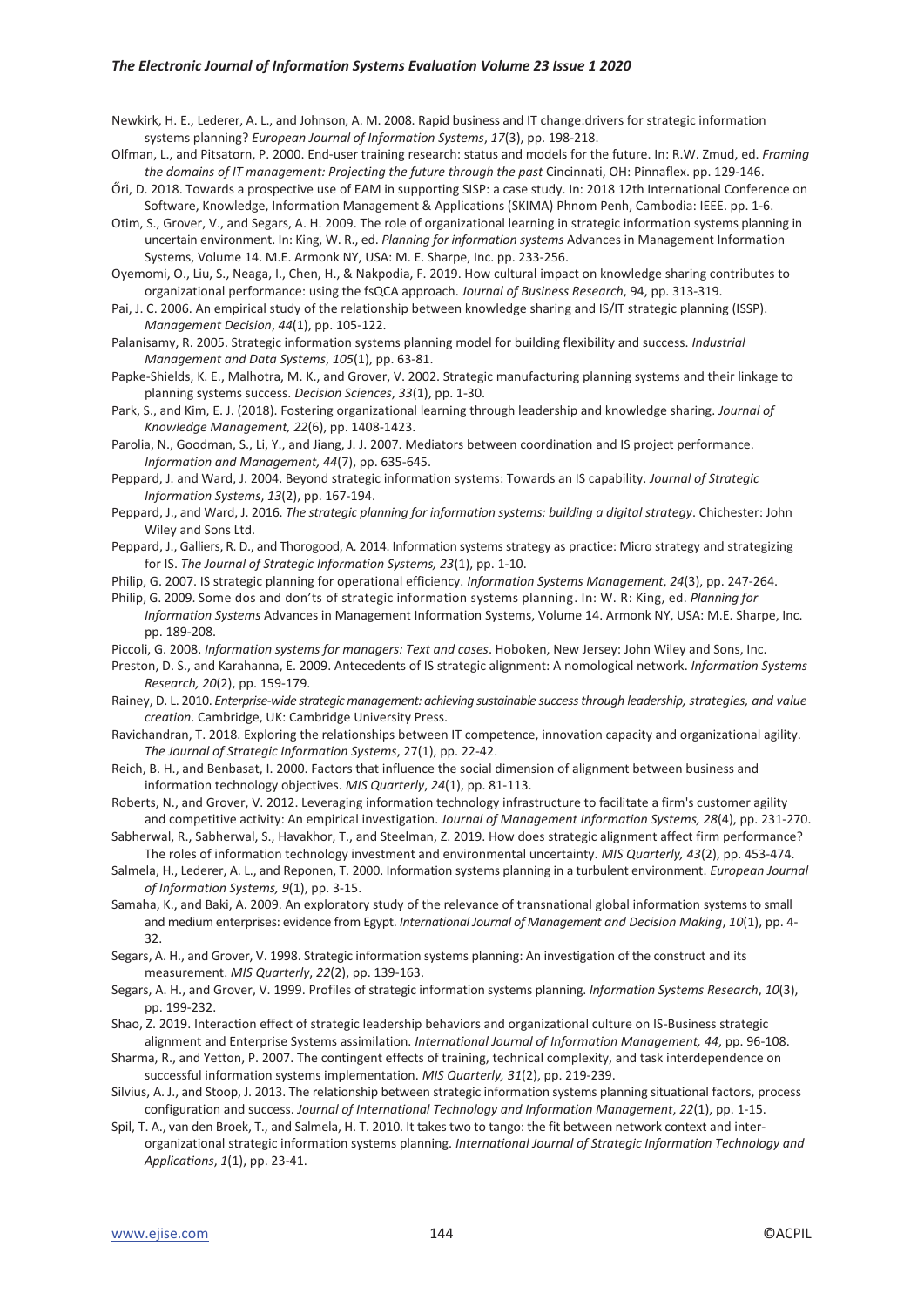Newkirk, H. E., Lederer, A. L., and Johnson, A. M. 2008. Rapid business and IT change:drivers for strategic information systems planning? *European Journal of Information Systems*, *17*(3), pp. 198-218.

Olfman, L., and Pitsatorn, P. 2000. End-user training research: status and models for the future. In: R.W. Zmud, ed. *Framing the domains of IT management: Projecting the future through the past* Cincinnati, OH: Pinnaflex. pp. 129-146.

Őri, D. 2018. Towards a prospective use of EAM in supporting SISP: a case study. In: 2018 12th International Conference on Software, Knowledge, Information Management & Applications (SKIMA) Phnom Penh, Cambodia: IEEE. pp. 1-6.

Otim, S., Grover, V., and Segars, A. H. 2009. The role of organizational learning in strategic information systems planning in uncertain environment. In: King, W. R., ed. *Planning for information systems* Advances in Management Information Systems, Volume 14. M.E. Armonk NY, USA: M. E. Sharpe, Inc. pp. 233-256.

Oyemomi, O., Liu, S., Neaga, I., Chen, H., & Nakpodia, F. 2019. How cultural impact on knowledge sharing contributes to organizational performance: using the fsQCA approach. *Journal of Business Research*, 94, pp. 313-319.

Pai, J. C. 2006. An empirical study of the relationship between knowledge sharing and IS/IT strategic planning (ISSP). *Management Decision*, *44*(1), pp. 105-122.

Palanisamy, R. 2005. Strategic information systems planning model for building flexibility and success. *Industrial Management and Data Systems*, *105*(1), pp. 63-81.

Papke-Shields, K. E., Malhotra, M. K., and Grover, V. 2002. Strategic manufacturing planning systems and their linkage to planning systems success. *Decision Sciences*, *33*(1), pp. 1-30.

Park, S., and Kim, E. J. (2018). Fostering organizational learning through leadership and knowledge sharing. *Journal of Knowledge Management, 22*(6), pp. 1408-1423.

Parolia, N., Goodman, S., Li, Y., and Jiang, J. J. 2007. Mediators between coordination and IS project performance. *Information and Management, 44*(7), pp. 635-645.

Peppard, J. and Ward, J. 2004. Beyond strategic information systems: Towards an IS capability. *Journal of Strategic Information Systems*, *13*(2), pp. 167-194.

Peppard, J., and Ward, J. 2016. *The strategic planning for information systems: building a digital strategy*. Chichester: John Wiley and Sons Ltd.

Peppard, J., Galliers, R. D., and Thorogood, A. 2014. Information systems strategy as practice: Micro strategy and strategizing for IS. *The Journal of Strategic Information Systems, 23*(1), pp. 1-10.

Philip, G. 2007. IS strategic planning for operational efficiency. *Information Systems Management*, *24*(3), pp. 247-264.

Philip, G. 2009. Some dos and don'ts of strategic information systems planning. In: W. R: King, ed. *Planning for Information Systems* Advances in Management Information Systems, Volume 14. Armonk NY, USA: M.E. Sharpe, Inc. pp. 189-208.

Piccoli, G. 2008. *Information systems for managers: Text and cases*. Hoboken, New Jersey: John Wiley and Sons, Inc.

Preston, D. S., and Karahanna, E. 2009. Antecedents of IS strategic alignment: A nomological network. *Information Systems Research, 20*(2), pp. 159-179.

Rainey, D. L. 2010. *Enterprise-wide strategic management: achieving sustainable success through leadership, strategies, and value creation*. Cambridge, UK: Cambridge University Press.

Ravichandran, T. 2018. Exploring the relationships between IT competence, innovation capacity and organizational agility. *The Journal of Strategic Information Systems*, 27(1), pp. 22-42.

Reich, B. H., and Benbasat, I. 2000. Factors that influence the social dimension of alignment between business and information technology objectives. *MIS Quarterly*, *24*(1), pp. 81-113.

Roberts, N., and Grover, V. 2012. Leveraging information technology infrastructure to facilitate a firm's customer agility and competitive activity: An empirical investigation. *Journal of Management Information Systems, 28*(4), pp. 231-270.

Sabherwal, R., Sabherwal, S., Havakhor, T., and Steelman, Z. 2019. How does strategic alignment affect firm performance? The roles of information technology investment and environmental uncertainty. *MIS Quarterly, 43*(2), pp. 453-474.

Salmela, H., Lederer, A. L., and Reponen, T. 2000. Information systems planning in a turbulent environment. *European Journal of Information Systems, 9*(1), pp. 3-15.

Samaha, K., and Baki, A. 2009. An exploratory study of the relevance of transnational global information systems to small and medium enterprises: evidence from Egypt. *International Journal of Management and Decision Making*, *10*(1), pp. 4-32.

Segars, A. H., and Grover, V. 1998. Strategic information systems planning: An investigation of the construct and its measurement. *MIS Quarterly*, *22*(2), pp. 139-163.

Segars, A. H., and Grover, V. 1999. Profiles of strategic information systems planning. *Information Systems Research*, *10*(3), pp. 199-232.

Shao, Z. 2019. Interaction effect of strategic leadership behaviors and organizational culture on IS-Business strategic alignment and Enterprise Systems assimilation. *International Journal of Information Management, 44*, pp. 96-108.

Sharma, R., and Yetton, P. 2007. The contingent effects of training, technical complexity, and task interdependence on successful information systems implementation. *MIS Quarterly, 31*(2), pp. 219-239.

Silvius, A. J., and Stoop, J. 2013. The relationship between strategic information systems planning situational factors, process configuration and success. *Journal of International Technology and Information Management*, *22*(1), pp. 1-15.

Spil, T. A., van den Broek, T., and Salmela, H. T. 2010. It takes two to tango: the fit between network context and inter-organizational strategic information systems planning. *International Journal of Strategic Information Technology and Applications*, *1*(1), pp. 23-41.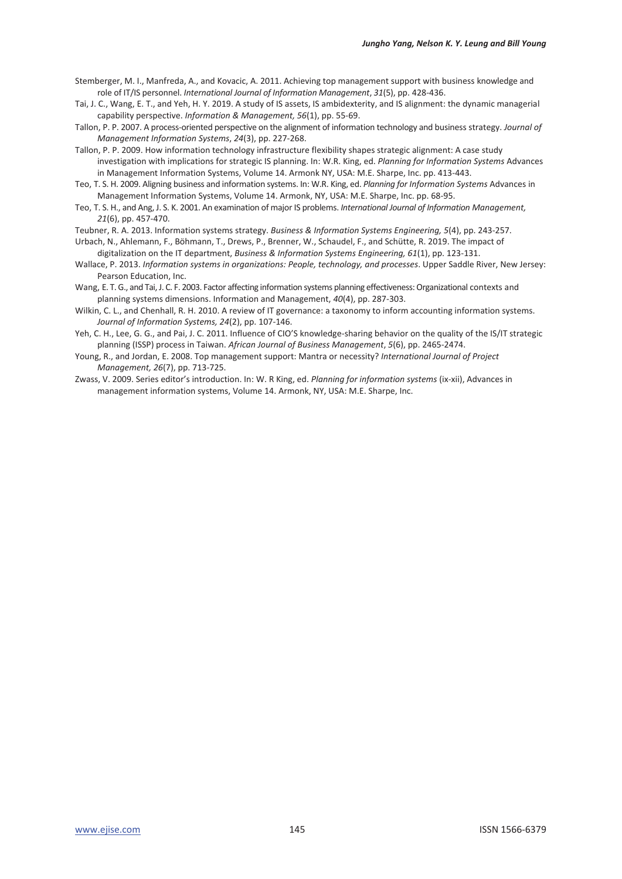Stemberger, M. I., Manfreda, A., and Kovacic, A. 2011. Achieving top management support with business knowledge and role of IT/IS personnel. *International Journal of Information Management*, *31*(5), pp. 428-436.

Tai, J. C., Wang, E. T., and Yeh, H. Y. 2019. A study of IS assets, IS ambidexterity, and IS alignment: the dynamic managerial capability perspective. *Information & Management, 56*(1), pp. 55-69.

Tallon, P. P. 2007. A process-oriented perspective on the alignment of information technology and business strategy. *Journal of Management Information Systems*, *24*(3), pp. 227-268.

Tallon, P. P. 2009. How information technology infrastructure flexibility shapes strategic alignment: A case study investigation with implications for strategic IS planning. In: W.R. King, ed. *Planning for Information Systems* Advances in Management Information Systems, Volume 14. Armonk NY, USA: M.E. Sharpe, Inc. pp. 413-443.

Teo, T. S. H. 2009. Aligning business and information systems. In: W.R. King, ed. *Planning for Information Systems* Advances in Management Information Systems, Volume 14. Armonk, NY, USA: M.E. Sharpe, Inc. pp. 68-95.

Teo, T. S. H., and Ang, J. S. K. 2001. An examination of major IS problems. *International Journal of Information Management, 21*(6), pp. 457-470.

Teubner, R. A. 2013. Information systems strategy. *Business & Information Systems Engineering, 5*(4), pp. 243-257.

Urbach, N., Ahlemann, F., Böhmann, T., Drews, P., Brenner, W., Schaudel, F., and Schütte, R. 2019. The impact of digitalization on the IT department, *Business & Information Systems Engineering, 61*(1), pp. 123-131.

Wallace, P. 2013. *Information systems in organizations: People, technology, and processes*. Upper Saddle River, New Jersey: Pearson Education, Inc.

Wang, E. T. G., and Tai, J. C. F. 2003. Factor affecting information systems planning effectiveness: Organizational contexts and planning systems dimensions. Information and Management, *40*(4), pp. 287-303.

Wilkin, C. L., and Chenhall, R. H. 2010. A review of IT governance: a taxonomy to inform accounting information systems. *Journal of Information Systems, 24*(2), pp. 107-146.

Yeh, C. H., Lee, G. G., and Pai, J. C. 2011. Influence of CIO'S knowledge-sharing behavior on the quality of the IS/IT strategic planning (ISSP) process in Taiwan. *African Journal of Business Management*, *5*(6), pp. 2465-2474.

Young, R., and Jordan, E. 2008. Top management support: Mantra or necessity? *International Journal of Project Management, 26*(7), pp. 713-725.

Zwass, V. 2009. Series editor's introduction. In: W. R King, ed. *Planning for information systems* (ix-xii), Advances in management information systems, Volume 14. Armonk, NY, USA: M.E. Sharpe, Inc.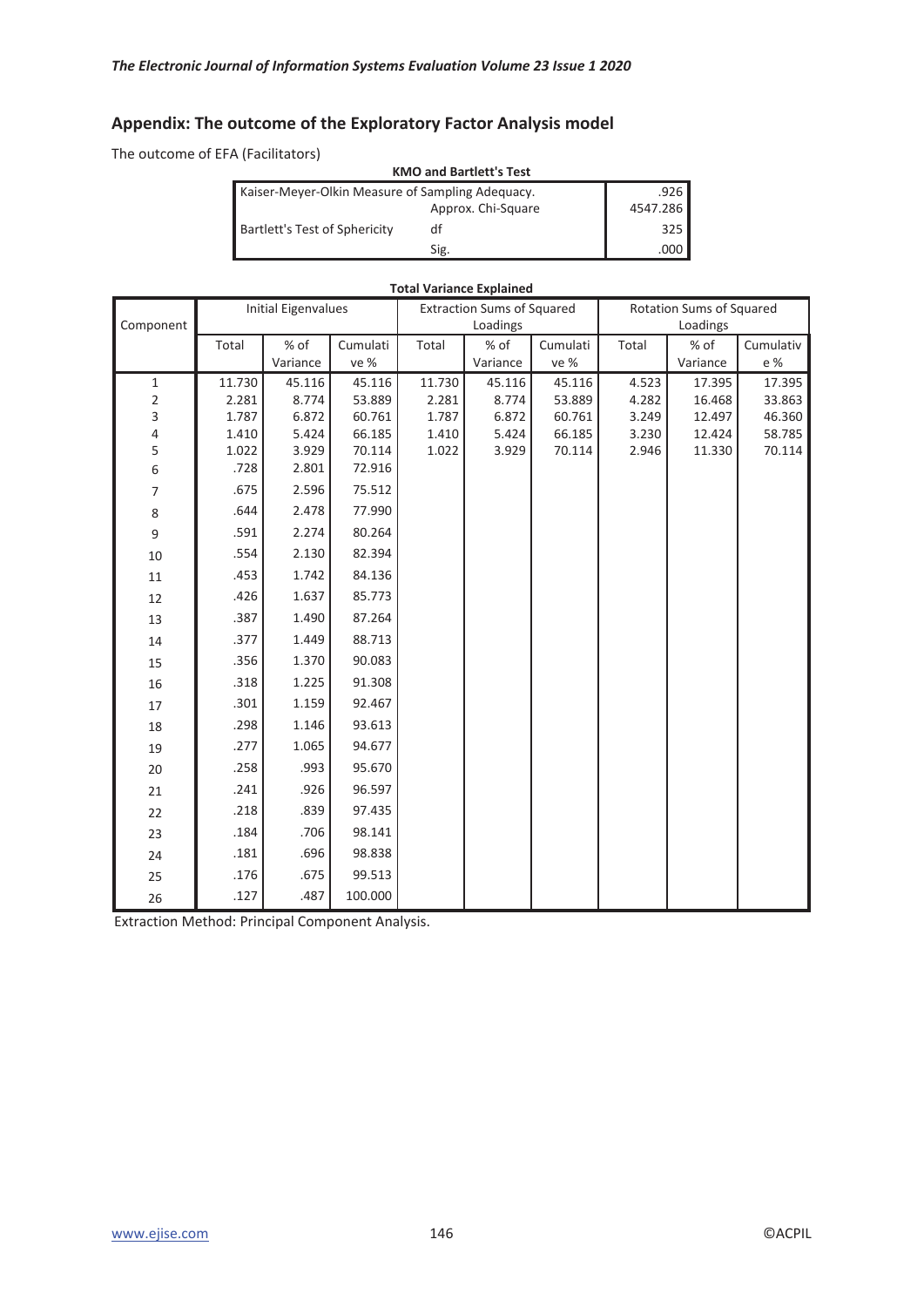## Appendix: The outcome of the Exploratory Factor Analysis model

The outcome of EFA (Facilitators)

**KMO and Bartlett's Test**

| | | |
|---|---|---|
| Kaiser-Meyer-Olkin Measure of Sampling Adequacy. | | .926 |
| Bartlett's Test of Sphericity | Approx. Chi-Square | 4547.286 |
| | df | 325 |
| | Sig. | .000 |

**Total Variance Explained**

| Component | Initial Eigenvalues | | | Extraction Sums of Squared Loadings | | | Rotation Sums of Squared Loadings | | |
|---|---|---|---|---|---|---|---|---|---|
| | Total | % of Variance | Cumulative % | Total | % of Variance | Cumulative % | Total | % of Variance | Cumulative % |
| 1 | 11.730 | 45.116 | 45.116 | 11.730 | 45.116 | 45.116 | 4.523 | 17.395 | 17.395 |
| 2 | 2.281 | 8.774 | 53.889 | 2.281 | 8.774 | 53.889 | 4.282 | 16.468 | 33.863 |
| 3 | 1.787 | 6.872 | 60.761 | 1.787 | 6.872 | 60.761 | 3.249 | 12.497 | 46.360 |
| 4 | 1.410 | 5.424 | 66.185 | 1.410 | 5.424 | 66.185 | 3.230 | 12.424 | 58.785 |
| 5 | 1.022 | 3.929 | 70.114 | 1.022 | 3.929 | 70.114 | 2.946 | 11.330 | 70.114 |
| 6 | .728 | 2.801 | 72.916 | | | | | | |
| 7 | .675 | 2.596 | 75.512 | | | | | | |
| 8 | .644 | 2.478 | 77.990 | | | | | | |
| 9 | .591 | 2.274 | 80.264 | | | | | | |
| 10 | .554 | 2.130 | 82.394 | | | | | | |
| 11 | .453 | 1.742 | 84.136 | | | | | | |
| 12 | .426 | 1.637 | 85.773 | | | | | | |
| 13 | .387 | 1.490 | 87.264 | | | | | | |
| 14 | .377 | 1.449 | 88.713 | | | | | | |
| 15 | .356 | 1.370 | 90.083 | | | | | | |
| 16 | .318 | 1.225 | 91.308 | | | | | | |
| 17 | .301 | 1.159 | 92.467 | | | | | | |
| 18 | .298 | 1.146 | 93.613 | | | | | | |
| 19 | .277 | 1.065 | 94.677 | | | | | | |
| 20 | .258 | .993 | 95.670 | | | | | | |
| 21 | .241 | .926 | 96.597 | | | | | | |
| 22 | .218 | .839 | 97.435 | | | | | | |
| 23 | .184 | .706 | 98.141 | | | | | | |
| 24 | .181 | .696 | 98.838 | | | | | | |
| 25 | .176 | .675 | 99.513 | | | | | | |
| 26 | .127 | .487 | 100.000 | | | | | | |

Extraction Method: Principal Component Analysis.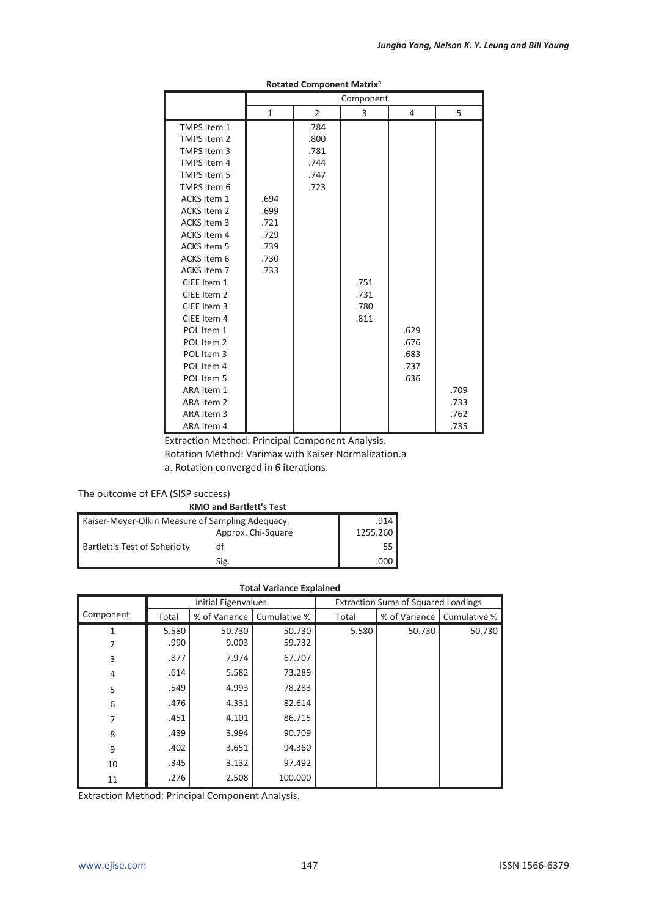**Rotated Component Matrix**[a]

| | Component | | | | |
|---|---|---|---|---|---|
| | 1 | 2 | 3 | 4 | 5 |
| TMPS Item 1 | | .784 | | | |
| TMPS Item 2 | | .800 | | | |
| TMPS Item 3 | | .781 | | | |
| TMPS Item 4 | | .744 | | | |
| TMPS Item 5 | | .747 | | | |
| TMPS Item 6 | | .723 | | | |
| ACKS Item 1 | .694 | | | | |
| ACKS Item 2 | .699 | | | | |
| ACKS Item 3 | .721 | | | | |
| ACKS Item 4 | .729 | | | | |
| ACKS Item 5 | .739 | | | | |
| ACKS Item 6 | .730 | | | | |
| ACKS Item 7 | .733 | | | | |
| CIEE Item 1 | | | .751 | | |
| CIEE Item 2 | | | .731 | | |
| CIEE Item 3 | | | .780 | | |
| CIEE Item 4 | | | .811 | | |
| POL Item 1 | | | | .629 | |
| POL Item 2 | | | | .676 | |
| POL Item 3 | | | | .683 | |
| POL Item 4 | | | | .737 | |
| POL Item 5 | | | | .636 | |
| ARA Item 1 | | | | | .709 |
| ARA Item 2 | | | | | .733 |
| ARA Item 3 | | | | | .762 |
| ARA Item 4 | | | | | .735 |

Extraction Method: Principal Component Analysis.
Rotation Method: Varimax with Kaiser Normalization.a
a. Rotation converged in 6 iterations.

The outcome of EFA (SISP success)

**KMO and Bartlett's Test**

| | | |
|---|---|---|
| Kaiser-Meyer-Olkin Measure of Sampling Adequacy. | | .914 |
| Bartlett's Test of Sphericity | Approx. Chi-Square | 1255.260 |
| | df | 55 |
| | Sig. | .000 |

**Total Variance Explained**

| Component | Initial Eigenvalues | | | Extraction Sums of Squared Loadings | | |
|---|---|---|---|---|---|---|
| | Total | % of Variance | Cumulative % | Total | % of Variance | Cumulative % |
| 1 | 5.580 | 50.730 | 50.730 | 5.580 | 50.730 | 50.730 |
| 2 | .990 | 9.003 | 59.732 | | | |
| 3 | .877 | 7.974 | 67.707 | | | |
| 4 | .614 | 5.582 | 73.289 | | | |
| 5 | .549 | 4.993 | 78.283 | | | |
| 6 | .476 | 4.331 | 82.614 | | | |
| 7 | .451 | 4.101 | 86.715 | | | |
| 8 | .439 | 3.994 | 90.709 | | | |
| 9 | .402 | 3.651 | 94.360 | | | |
| 10 | .345 | 3.132 | 97.492 | | | |
| 11 | .276 | 2.508 | 100.000 | | | |

Extraction Method: Principal Component Analysis.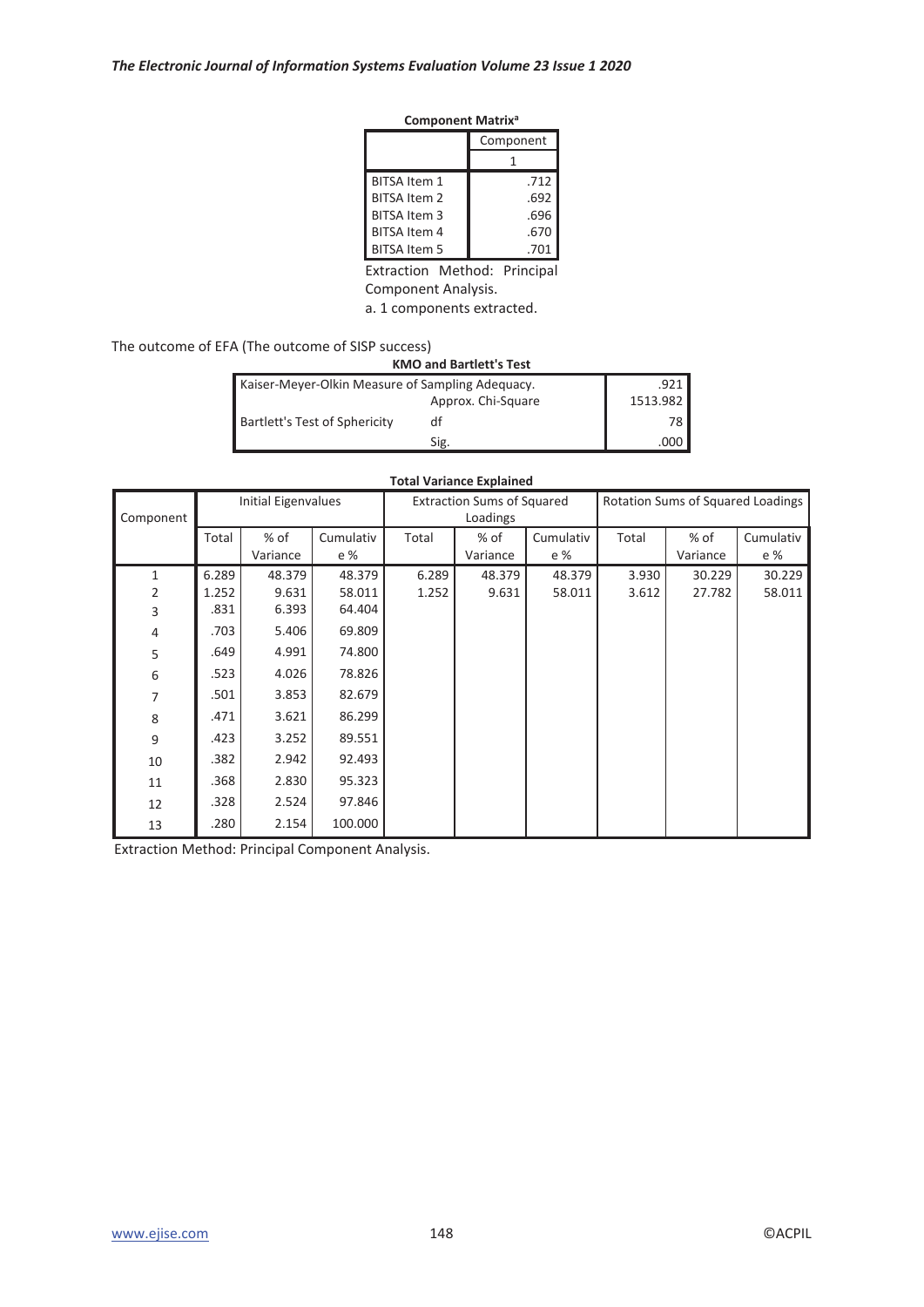**Component Matrix[a]**

| | Component |
|---|---|
| | 1 |
| BITSA Item 1 | .712 |
| BITSA Item 2 | .692 |
| BITSA Item 3 | .696 |
| BITSA Item 4 | .670 |
| BITSA Item 5 | .701 |

Extraction Method: Principal Component Analysis.

a. 1 components extracted.

The outcome of EFA (The outcome of SISP success)

**KMO and Bartlett's Test**

| | | |
|---|---|---|
| Kaiser-Meyer-Olkin Measure of Sampling Adequacy. | | .921 |
| Bartlett's Test of Sphericity | Approx. Chi-Square | 1513.982 |
| | df | 78 |
| | Sig. | .000 |

**Total Variance Explained**

| Component | Initial Eigenvalues | | | Extraction Sums of Squared Loadings | | | Rotation Sums of Squared Loadings | | |
|---|---|---|---|---|---|---|---|---|---|
| | Total | % of Variance | Cumulative % | Total | % of Variance | Cumulative % | Total | % of Variance | Cumulative % |
| 1 | 6.289 | 48.379 | 48.379 | 6.289 | 48.379 | 48.379 | 3.930 | 30.229 | 30.229 |
| 2 | 1.252 | 9.631 | 58.011 | 1.252 | 9.631 | 58.011 | 3.612 | 27.782 | 58.011 |
| 3 | .831 | 6.393 | 64.404 | | | | | | |
| 4 | .703 | 5.406 | 69.809 | | | | | | |
| 5 | .649 | 4.991 | 74.800 | | | | | | |
| 6 | .523 | 4.026 | 78.826 | | | | | | |
| 7 | .501 | 3.853 | 82.679 | | | | | | |
| 8 | .471 | 3.621 | 86.299 | | | | | | |
| 9 | .423 | 3.252 | 89.551 | | | | | | |
| 10 | .382 | 2.942 | 92.493 | | | | | | |
| 11 | .368 | 2.830 | 95.323 | | | | | | |
| 12 | .328 | 2.524 | 97.846 | | | | | | |
| 13 | .280 | 2.154 | 100.000 | | | | | | |

Extraction Method: Principal Component Analysis.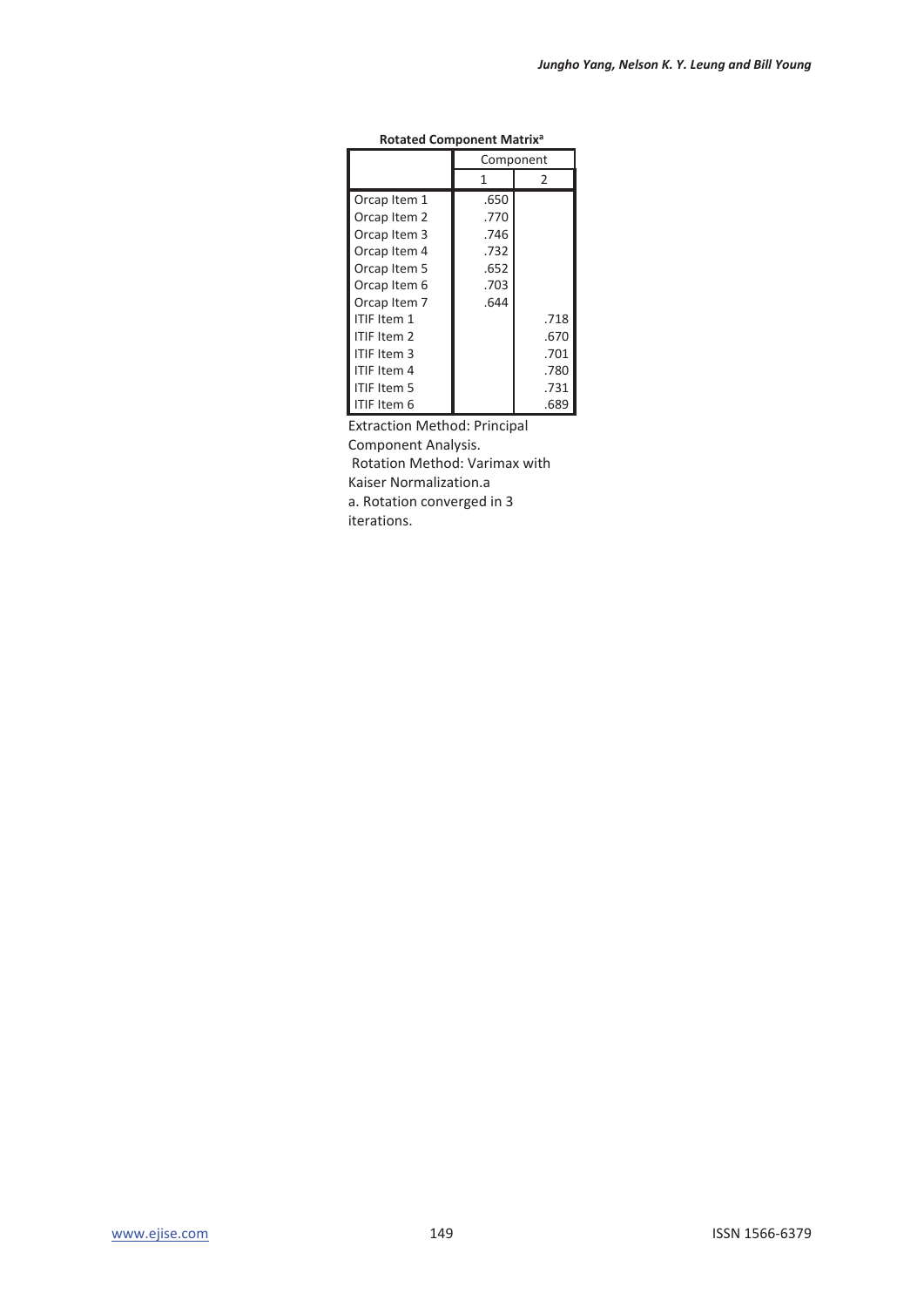**Rotated Component Matrix[a]**

| | Component | |
|---|---|---|
| | 1 | 2 |
| Orcap Item 1 | .650 | |
| Orcap Item 2 | .770 | |
| Orcap Item 3 | .746 | |
| Orcap Item 4 | .732 | |
| Orcap Item 5 | .652 | |
| Orcap Item 6 | .703 | |
| Orcap Item 7 | .644 | |
| ITIF Item 1 | | .718 |
| ITIF Item 2 | | .670 |
| ITIF Item 3 | | .701 |
| ITIF Item 4 | | .780 |
| ITIF Item 5 | | .731 |
| ITIF Item 6 | | .689 |

Extraction Method: Principal Component Analysis.
Rotation Method: Varimax with Kaiser Normalization.a
a. Rotation converged in 3 iterations.